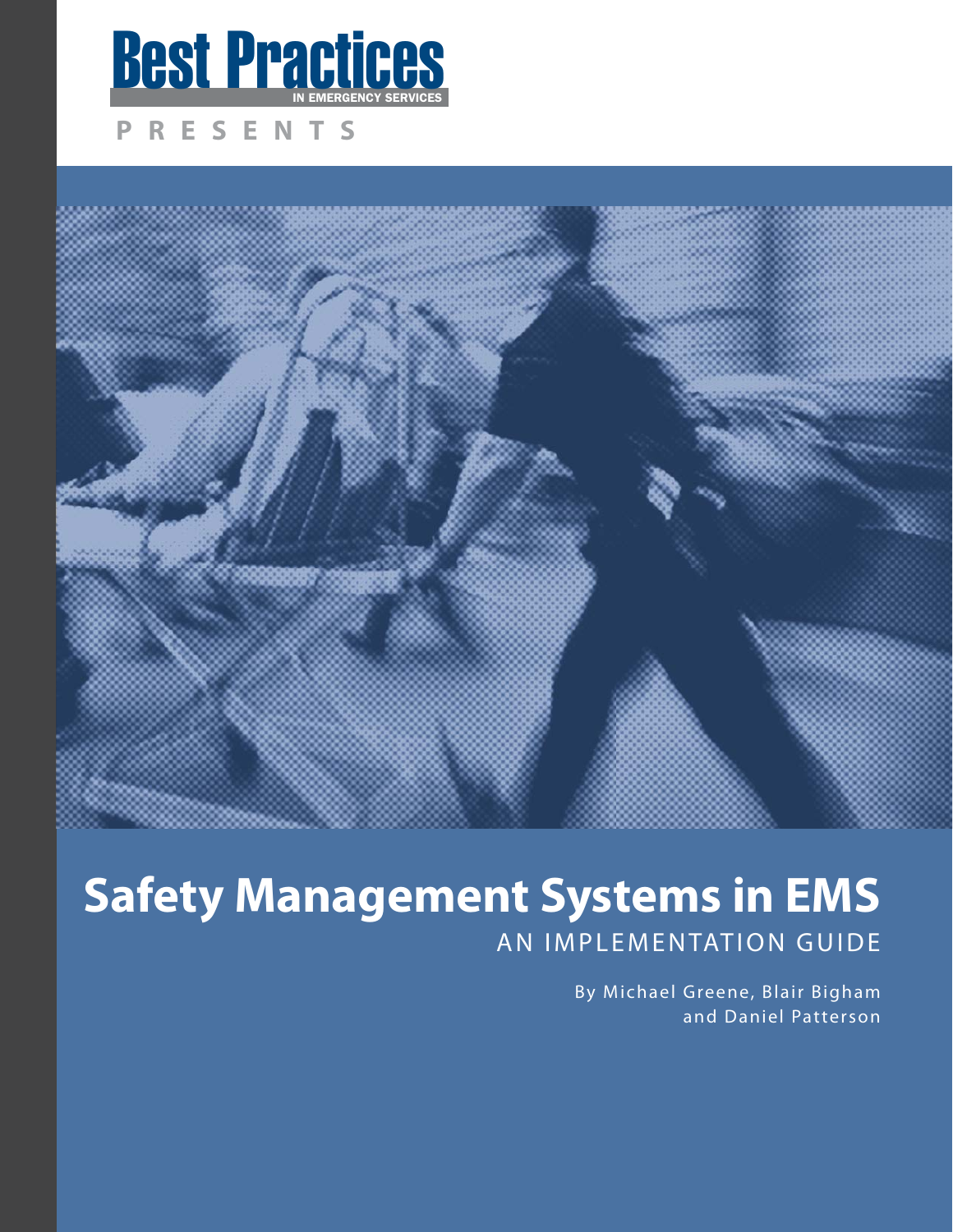Best Practices IN EMERGENCY SERVICES

PRESENTS

# Safety Management Systems in EMS

## AN IMPLEMENTATION GUIDE

By Michael Greene, Blair Bigham and Daniel Patterson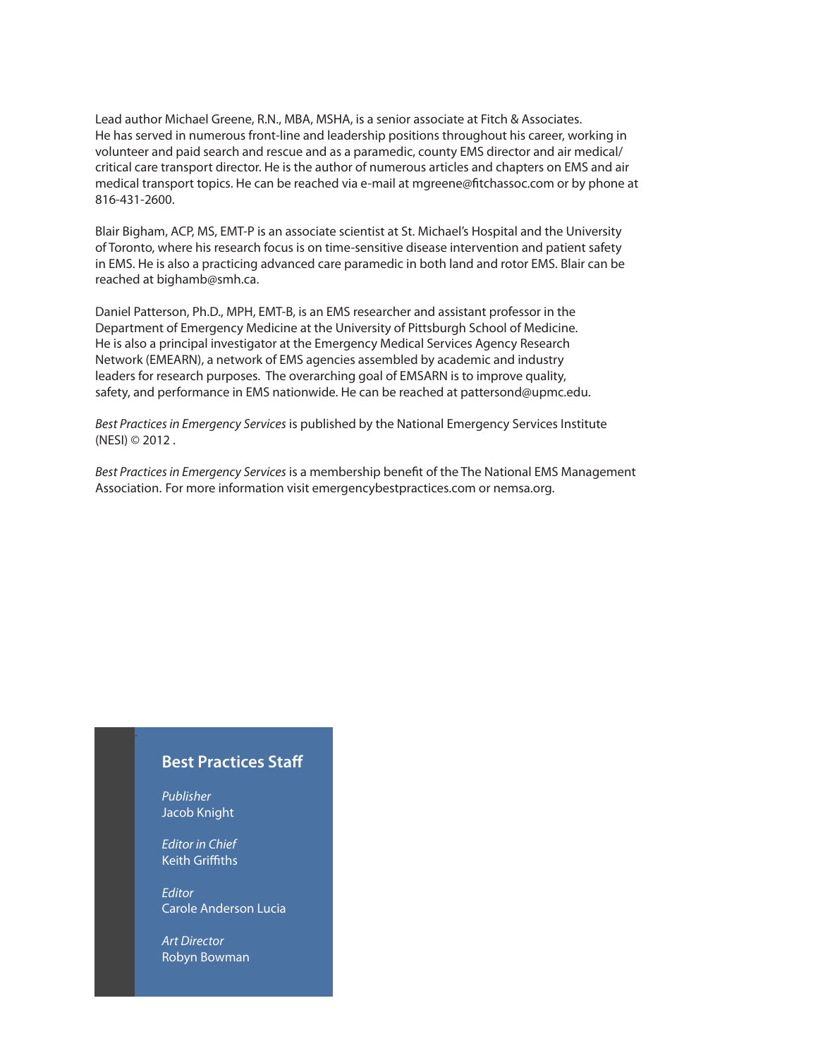Lead author Michael Greene, R.N., MBA, MSHA, is a senior associate at Fitch & Associates. He has served in numerous front-line and leadership positions throughout his career, working in volunteer and paid search and rescue and as a paramedic, county EMS director and air medical/critical care transport director. He is the author of numerous articles and chapters on EMS and air medical transport topics. He can be reached via e-mail at mgreene@fitchassoc.com or by phone at 816-431-2600.

Blair Bigham, ACP, MS, EMT-P is an associate scientist at St. Michael's Hospital and the University of Toronto, where his research focus is on time-sensitive disease intervention and patient safety in EMS. He is also a practicing advanced care paramedic in both land and rotor EMS. Blair can be reached at bighamb@smh.ca.

Daniel Patterson, Ph.D., MPH, EMT-B, is an EMS researcher and assistant professor in the Department of Emergency Medicine at the University of Pittsburgh School of Medicine. He is also a principal investigator at the Emergency Medical Services Agency Research Network (EMEARN), a network of EMS agencies assembled by academic and industry leaders for research purposes. The overarching goal of EMSARN is to improve quality, safety, and performance in EMS nationwide. He can be reached at pattersond@upmc.edu.

*Best Practices in Emergency Services* is published by the National Emergency Services Institute (NESI) © 2012 .

*Best Practices in Emergency Services* is a membership benefit of the The National EMS Management Association. For more information visit emergencybestpractices.com or nemsa.org.

## Best Practices Staff

*Publisher*
Jacob Knight

*Editor in Chief*
Keith Griffiths

*Editor*
Carole Anderson Lucia

*Art Director*
Robyn Bowman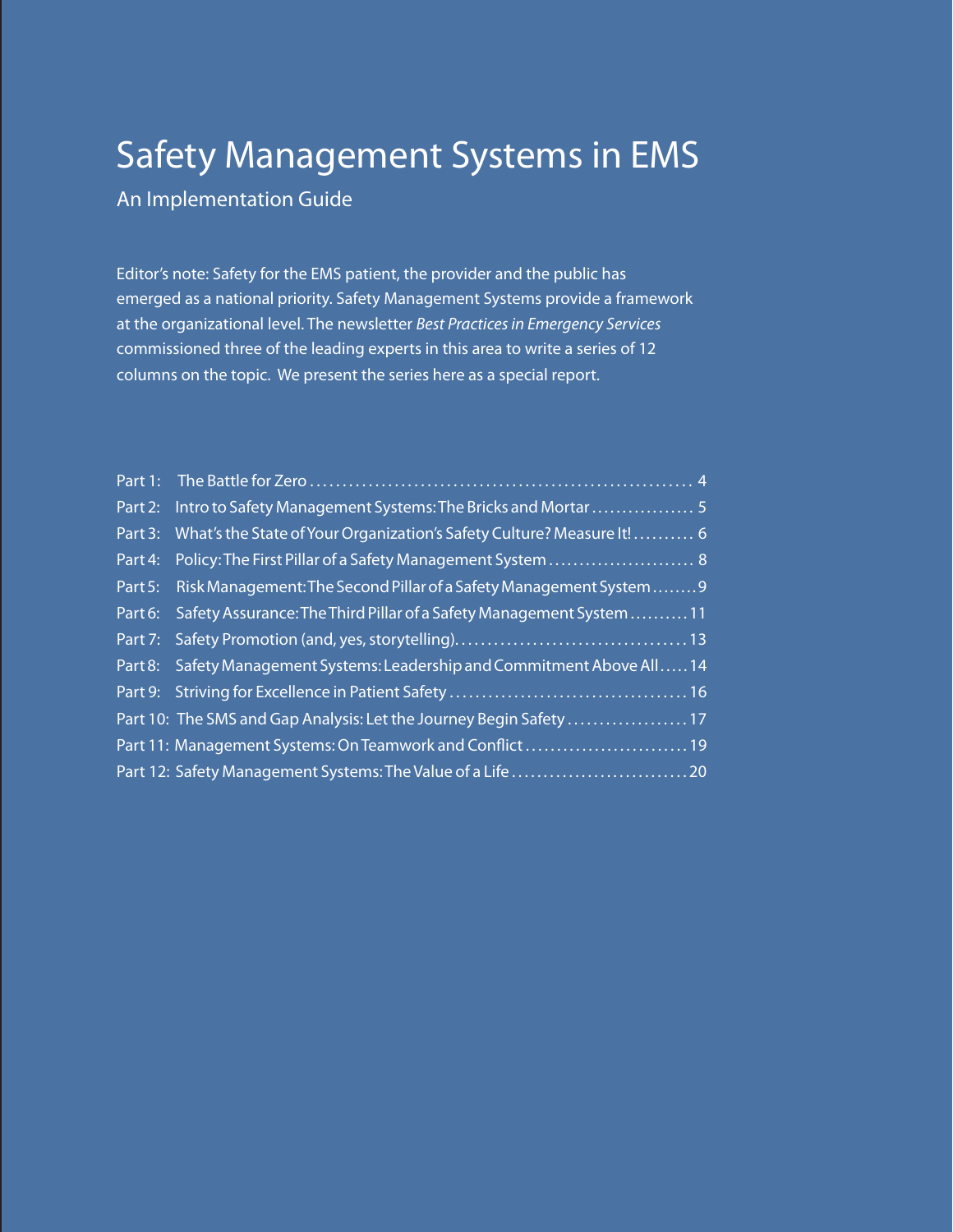# Safety Management Systems in EMS

## An Implementation Guide

Editor's note: Safety for the EMS patient, the provider and the public has emerged as a national priority. Safety Management Systems provide a framework at the organizational level. The newsletter *Best Practices in Emergency Services* commissioned three of the leading experts in this area to write a series of 12 columns on the topic. We present the series here as a special report.

| | | |
|---|---|---|
| Part 1: | The Battle for Zero | 4 |
| Part 2: | Intro to Safety Management Systems: The Bricks and Mortar | 5 |
| Part 3: | What's the State of Your Organization's Safety Culture? Measure It! | 6 |
| Part 4: | Policy: The First Pillar of a Safety Management System | 8 |
| Part 5: | Risk Management: The Second Pillar of a Safety Management System | 9 |
| Part 6: | Safety Assurance: The Third Pillar of a Safety Management System | 11 |
| Part 7: | Safety Promotion (and, yes, storytelling) | 13 |
| Part 8: | Safety Management Systems: Leadership and Commitment Above All | 14 |
| Part 9: | Striving for Excellence in Patient Safety | 16 |
| Part 10: | The SMS and Gap Analysis: Let the Journey Begin Safety | 17 |
| Part 11: | Management Systems: On Teamwork and Conflict | 19 |
| Part 12: | Safety Management Systems: The Value of a Life | 20 |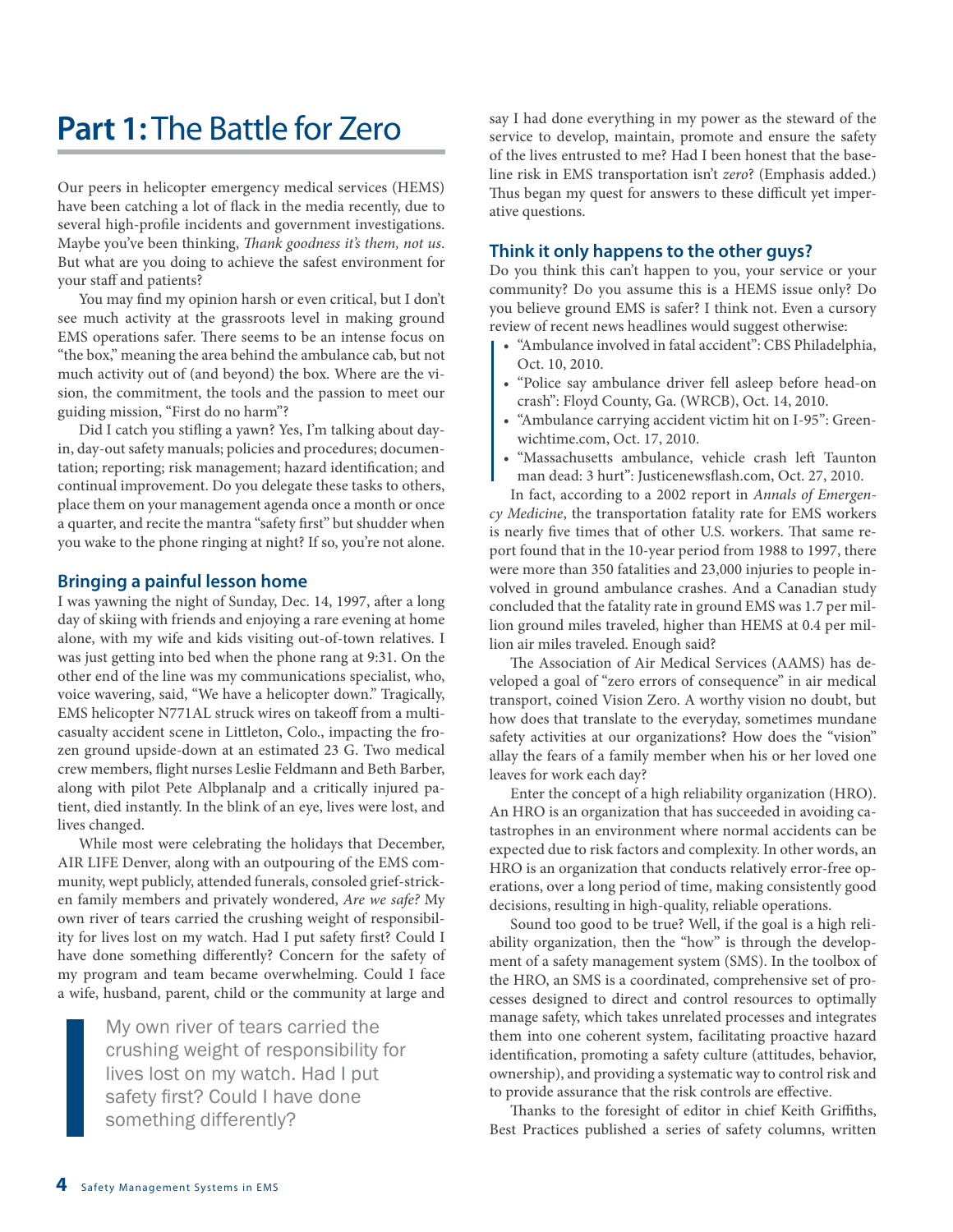# **Part 1:** The Battle for Zero

Our peers in helicopter emergency medical services (HEMS) have been catching a lot of flack in the media recently, due to several high-profile incidents and government investigations. Maybe you've been thinking, *Thank goodness it's them, not us*. But what are you doing to achieve the safest environment for your staff and patients?

You may find my opinion harsh or even critical, but I don't see much activity at the grassroots level in making ground EMS operations safer. There seems to be an intense focus on "the box," meaning the area behind the ambulance cab, but not much activity out of (and beyond) the box. Where are the vision, the commitment, the tools and the passion to meet our guiding mission, "First do no harm"?

Did I catch you stifling a yawn? Yes, I'm talking about day-in, day-out safety manuals; policies and procedures; documentation; reporting; risk management; hazard identification; and continual improvement. Do you delegate these tasks to others, place them on your management agenda once a month or once a quarter, and recite the mantra "safety first" but shudder when you wake to the phone ringing at night? If so, you're not alone.

### Bringing a painful lesson home

I was yawning the night of Sunday, Dec. 14, 1997, after a long day of skiing with friends and enjoying a rare evening at home alone, with my wife and kids visiting out-of-town relatives. I was just getting into bed when the phone rang at 9:31. On the other end of the line was my communications specialist, who, voice wavering, said, "We have a helicopter down." Tragically, EMS helicopter N771AL struck wires on takeoff from a multi-casualty accident scene in Littleton, Colo., impacting the frozen ground upside-down at an estimated 23 G. Two medical crew members, flight nurses Leslie Feldmann and Beth Barber, along with pilot Pete Albplanalp and a critically injured patient, died instantly. In the blink of an eye, lives were lost, and lives changed.

While most were celebrating the holidays that December, AIR LIFE Denver, along with an outpouring of the EMS community, wept publicly, attended funerals, consoled grief-stricken family members and privately wondered, *Are we safe?* My own river of tears carried the crushing weight of responsibility for lives lost on my watch. Had I put safety first? Could I have done something differently? Concern for the safety of my program and team became overwhelming. Could I face a wife, husband, parent, child or the community at large and say I had done everything in my power as the steward of the service to develop, maintain, promote and ensure the safety of the lives entrusted to me? Had I been honest that the baseline risk in EMS transportation isn't *zero*? (Emphasis added.) Thus began my quest for answers to these difficult yet imperative questions.

> My own river of tears carried the crushing weight of responsibility for lives lost on my watch. Had I put safety first? Could I have done something differently?

### Think it only happens to the other guys?

Do you think this can't happen to you, your service or your community? Do you assume this is a HEMS issue only? Do you believe ground EMS is safer? I think not. Even a cursory review of recent news headlines would suggest otherwise:

- "Ambulance involved in fatal accident": CBS Philadelphia, Oct. 10, 2010.
- "Police say ambulance driver fell asleep before head-on crash": Floyd County, Ga. (WRCB), Oct. 14, 2010.
- "Ambulance carrying accident victim hit on I-95": Greenwichtime.com, Oct. 17, 2010.
- "Massachusetts ambulance, vehicle crash left Taunton man dead: 3 hurt": Justicenewsflash.com, Oct. 27, 2010.

In fact, according to a 2002 report in *Annals of Emergency Medicine*, the transportation fatality rate for EMS workers is nearly five times that of other U.S. workers. That same report found that in the 10-year period from 1988 to 1997, there were more than 350 fatalities and 23,000 injuries to people involved in ground ambulance crashes. And a Canadian study concluded that the fatality rate in ground EMS was 1.7 per million ground miles traveled, higher than HEMS at 0.4 per million air miles traveled. Enough said?

The Association of Air Medical Services (AAMS) has developed a goal of "zero errors of consequence" in air medical transport, coined Vision Zero. A worthy vision no doubt, but how does that translate to the everyday, sometimes mundane safety activities at our organizations? How does the "vision" allay the fears of a family member when his or her loved one leaves for work each day?

Enter the concept of a high reliability organization (HRO). An HRO is an organization that has succeeded in avoiding catastrophes in an environment where normal accidents can be expected due to risk factors and complexity. In other words, an HRO is an organization that conducts relatively error-free operations, over a long period of time, making consistently good decisions, resulting in high-quality, reliable operations.

Sound too good to be true? Well, if the goal is a high reliability organization, then the "how" is through the development of a safety management system (SMS). In the toolbox of the HRO, an SMS is a coordinated, comprehensive set of processes designed to direct and control resources to optimally manage safety, which takes unrelated processes and integrates them into one coherent system, facilitating proactive hazard identification, promoting a safety culture (attitudes, behavior, ownership), and providing a systematic way to control risk and to provide assurance that the risk controls are effective.

Thanks to the foresight of editor in chief Keith Griffiths, Best Practices published a series of safety columns, written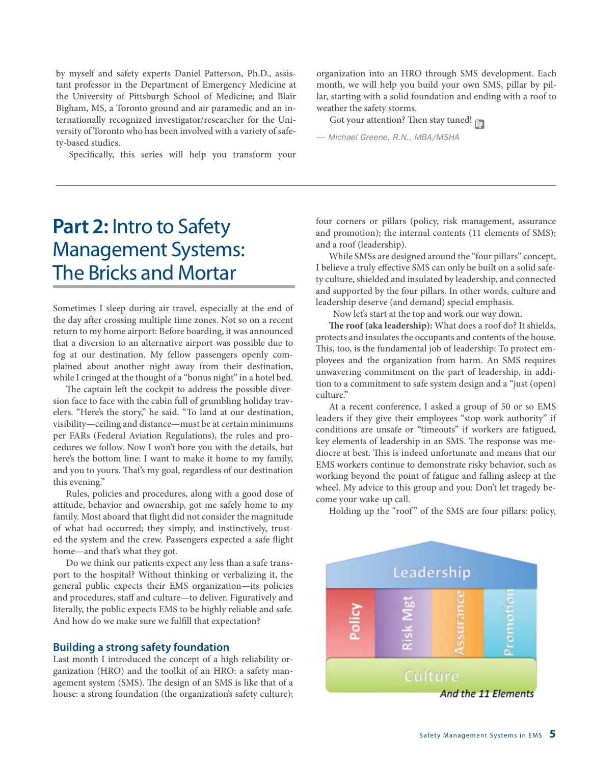by myself and safety experts Daniel Patterson, Ph.D., assistant professor in the Department of Emergency Medicine at the University of Pittsburgh School of Medicine; and Blair Bigham, MS, a Toronto ground and air paramedic and an internationally recognized investigator/researcher for the University of Toronto who has been involved with a variety of safety-based studies.

Specifically, this series will help you transform your organization into an HRO through SMS development. Each month, we will help you build your own SMS, pillar by pillar, starting with a solid foundation and ending with a roof to weather the safety storms.

Got your attention? Then stay tuned!

*— Michael Greene, R.N., MBA/MSHA*

---

# **Part 2:** Intro to Safety Management Systems: The Bricks and Mortar

Sometimes I sleep during air travel, especially at the end of the day after crossing multiple time zones. Not so on a recent return to my home airport: Before boarding, it was announced that a diversion to an alternative airport was possible due to fog at our destination. My fellow passengers openly complained about another night away from their destination, while I cringed at the thought of a "bonus night" in a hotel bed.

The captain left the cockpit to address the possible diversion face to face with the cabin full of grumbling holiday travelers. "Here's the story," he said. "To land at our destination, visibility—ceiling and distance—must be at certain minimums per FARs (Federal Aviation Regulations), the rules and procedures we follow. Now I won't bore you with the details, but here's the bottom line: I want to make it home to my family, and you to yours. That's my goal, regardless of our destination this evening."

Rules, policies and procedures, along with a good dose of attitude, behavior and ownership, got me safely home to my family. Most aboard that flight did not consider the magnitude of what had occurred; they simply, and instinctively, trusted the system and the crew. Passengers expected a safe flight home—and that's what they got.

Do we think our patients expect any less than a safe transport to the hospital? Without thinking or verbalizing it, the general public expects their EMS organization—its policies and procedures, staff and culture—to deliver. Figuratively and literally, the public expects EMS to be highly reliable and safe. And how do we make sure we fulfill that expectation?

## Building a strong safety foundation

Last month I introduced the concept of a high reliability organization (HRO) and the toolkit of an HRO: a safety management system (SMS). The design of an SMS is like that of a house: a strong foundation (the organization's safety culture); four corners or pillars (policy, risk management, assurance and promotion); the internal contents (11 elements of SMS); and a roof (leadership).

While SMSs are designed around the "four pillars" concept, I believe a truly effective SMS can only be built on a solid safety culture, shielded and insulated by leadership, and connected and supported by the four pillars. In other words, culture and leadership deserve (and demand) special emphasis.

Now let's start at the top and work our way down.

**The roof (aka leadership):** What does a roof do? It shields, protects and insulates the occupants and contents of the house. This, too, is the fundamental job of leadership: To protect employees and the organization from harm. An SMS requires unwavering commitment on the part of leadership, in addition to a commitment to safe system design and a "just (open) culture."

At a recent conference, I asked a group of 50 or so EMS leaders if they give their employees "stop work authority" if conditions are unsafe or "timeouts" if workers are fatigued, key elements of leadership in an SMS. The response was mediocre at best. This is indeed unfortunate and means that our EMS workers continue to demonstrate risky behavior, such as working beyond the point of fatigue and falling asleep at the wheel. My advice to this group and you: Don't let tragedy become your wake-up call.

Holding up the "roof" of the SMS are four pillars: policy,

Leadership

Policy | Risk Mgt | Assurance | Promotion

Culture

*And the 11 Elements*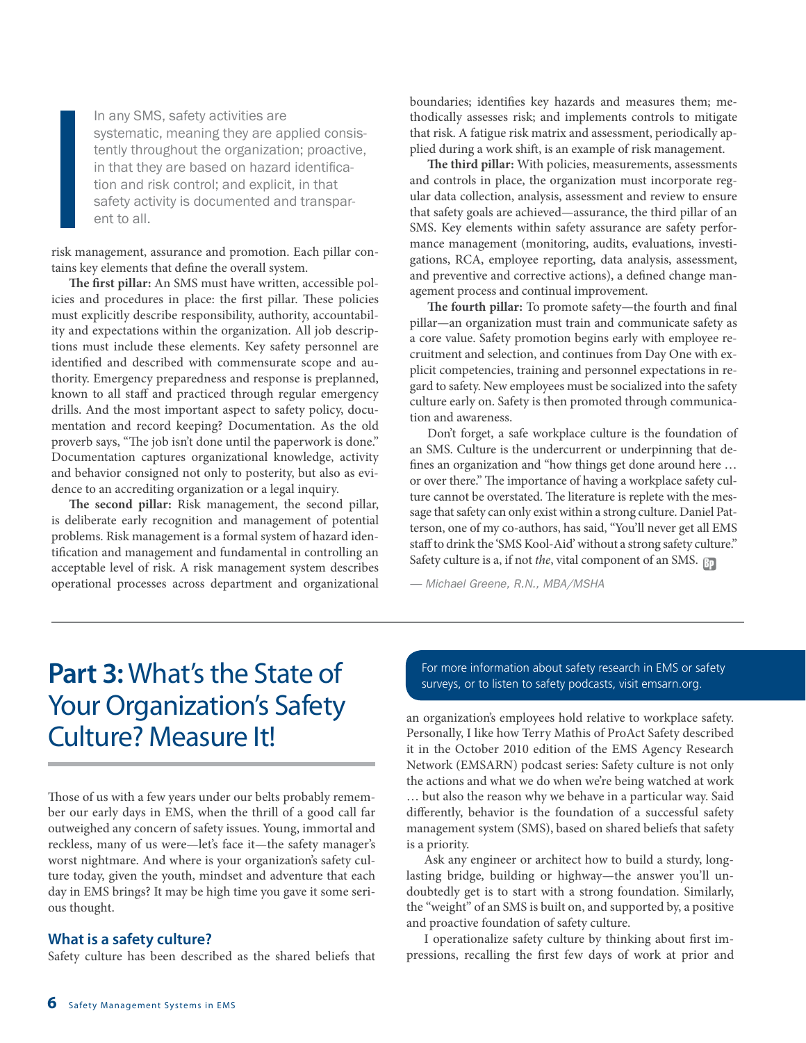> In any SMS, safety activities are systematic, meaning they are applied consistently throughout the organization; proactive, in that they are based on hazard identification and risk control; and explicit, in that safety activity is documented and transparent to all.

risk management, assurance and promotion. Each pillar contains key elements that define the overall system.

**The first pillar:** An SMS must have written, accessible policies and procedures in place: the first pillar. These policies must explicitly describe responsibility, authority, accountability and expectations within the organization. All job descriptions must include these elements. Key safety personnel are identified and described with commensurate scope and authority. Emergency preparedness and response is preplanned, known to all staff and practiced through regular emergency drills. And the most important aspect to safety policy, documentation and record keeping? Documentation. As the old proverb says, "The job isn't done until the paperwork is done." Documentation captures organizational knowledge, activity and behavior consigned not only to posterity, but also as evidence to an accrediting organization or a legal inquiry.

**The second pillar:** Risk management, the second pillar, is deliberate early recognition and management of potential problems. Risk management is a formal system of hazard identification and management and fundamental in controlling an acceptable level of risk. A risk management system describes operational processes across department and organizational boundaries; identifies key hazards and measures them; methodically assesses risk; and implements controls to mitigate that risk. A fatigue risk matrix and assessment, periodically applied during a work shift, is an example of risk management.

**The third pillar:** With policies, measurements, assessments and controls in place, the organization must incorporate regular data collection, analysis, assessment and review to ensure that safety goals are achieved—assurance, the third pillar of an SMS. Key elements within safety assurance are safety performance management (monitoring, audits, evaluations, investigations, RCA, employee reporting, data analysis, assessment, and preventive and corrective actions), a defined change management process and continual improvement.

**The fourth pillar:** To promote safety—the fourth and final pillar—an organization must train and communicate safety as a core value. Safety promotion begins early with employee recruitment and selection, and continues from Day One with explicit competencies, training and personnel expectations in regard to safety. New employees must be socialized into the safety culture early on. Safety is then promoted through communication and awareness.

Don't forget, a safe workplace culture is the foundation of an SMS. Culture is the undercurrent or underpinning that defines an organization and "how things get done around here … or over there." The importance of having a workplace safety culture cannot be overstated. The literature is replete with the message that safety can only exist within a strong culture. Daniel Patterson, one of my co-authors, has said, "You'll never get all EMS staff to drink the 'SMS Kool-Aid' without a strong safety culture." Safety culture is a, if not *the*, vital component of an SMS.

*— Michael Greene, R.N., MBA/MSHA*

# **Part 3:** What's the State of Your Organization's Safety Culture? Measure It!

Those of us with a few years under our belts probably remember our early days in EMS, when the thrill of a good call far outweighed any concern of safety issues. Young, immortal and reckless, many of us were—let's face it—the safety manager's worst nightmare. And where is your organization's safety culture today, given the youth, mindset and adventure that each day in EMS brings? It may be high time you gave it some serious thought.

### What is a safety culture?

Safety culture has been described as the shared beliefs that an organization's employees hold relative to workplace safety. Personally, I like how Terry Mathis of ProAct Safety described it in the October 2010 edition of the EMS Agency Research Network (EMSARN) podcast series: Safety culture is not only the actions and what we do when we're being watched at work … but also the reason why we behave in a particular way. Said differently, behavior is the foundation of a successful safety management system (SMS), based on shared beliefs that safety is a priority.

Ask any engineer or architect how to build a sturdy, long-lasting bridge, building or highway—the answer you'll undoubtedly get is to start with a strong foundation. Similarly, the "weight" of an SMS is built on, and supported by, a positive and proactive foundation of safety culture.

I operationalize safety culture by thinking about first impressions, recalling the first few days of work at prior and

> For more information about safety research in EMS or safety surveys, or to listen to safety podcasts, visit emsarn.org.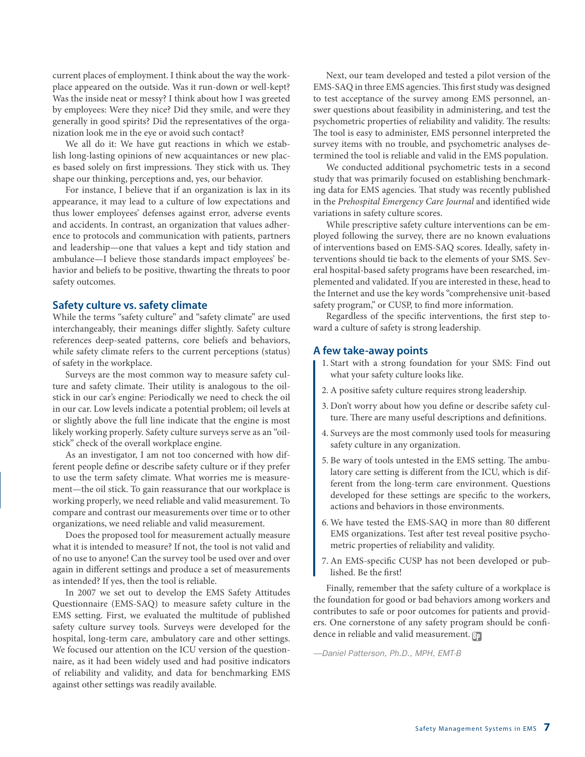current places of employment. I think about the way the workplace appeared on the outside. Was it run-down or well-kept? Was the inside neat or messy? I think about how I was greeted by employees: Were they nice? Did they smile, and were they generally in good spirits? Did the representatives of the organization look me in the eye or avoid such contact?

We all do it: We have gut reactions in which we establish long-lasting opinions of new acquaintances or new places based solely on first impressions. They stick with us. They shape our thinking, perceptions and, yes, our behavior.

For instance, I believe that if an organization is lax in its appearance, it may lead to a culture of low expectations and thus lower employees' defenses against error, adverse events and accidents. In contrast, an organization that values adherence to protocols and communication with patients, partners and leadership—one that values a kept and tidy station and ambulance—I believe those standards impact employees' behavior and beliefs to be positive, thwarting the threats to poor safety outcomes.

## Safety culture vs. safety climate

While the terms "safety culture" and "safety climate" are used interchangeably, their meanings differ slightly. Safety culture references deep-seated patterns, core beliefs and behaviors, while safety climate refers to the current perceptions (status) of safety in the workplace.

Surveys are the most common way to measure safety culture and safety climate. Their utility is analogous to the oil-stick in our car's engine: Periodically we need to check the oil in our car. Low levels indicate a potential problem; oil levels at or slightly above the full line indicate that the engine is most likely working properly. Safety culture surveys serve as an "oil-stick" check of the overall workplace engine.

As an investigator, I am not too concerned with how different people define or describe safety culture or if they prefer to use the term safety climate. What worries me is measurement—the oil stick. To gain reassurance that our workplace is working properly, we need reliable and valid measurement. To compare and contrast our measurements over time or to other organizations, we need reliable and valid measurement.

Does the proposed tool for measurement actually measure what it is intended to measure? If not, the tool is not valid and of no use to anyone! Can the survey tool be used over and over again in different settings and produce a set of measurements as intended? If yes, then the tool is reliable.

In 2007 we set out to develop the EMS Safety Attitudes Questionnaire (EMS-SAQ) to measure safety culture in the EMS setting. First, we evaluated the multitude of published safety culture survey tools. Surveys were developed for the hospital, long-term care, ambulatory care and other settings. We focused our attention on the ICU version of the questionnaire, as it had been widely used and had positive indicators of reliability and validity, and data for benchmarking EMS against other settings was readily available.

Next, our team developed and tested a pilot version of the EMS-SAQ in three EMS agencies. This first study was designed to test acceptance of the survey among EMS personnel, answer questions about feasibility in administering, and test the psychometric properties of reliability and validity. The results: The tool is easy to administer, EMS personnel interpreted the survey items with no trouble, and psychometric analyses determined the tool is reliable and valid in the EMS population.

We conducted additional psychometric tests in a second study that was primarily focused on establishing benchmarking data for EMS agencies. That study was recently published in the *Prehospital Emergency Care Journal* and identified wide variations in safety culture scores.

While prescriptive safety culture interventions can be employed following the survey, there are no known evaluations of interventions based on EMS-SAQ scores. Ideally, safety interventions should tie back to the elements of your SMS. Several hospital-based safety programs have been researched, implemented and validated. If you are interested in these, head to the Internet and use the key words "comprehensive unit-based safety program," or CUSP, to find more information.

Regardless of the specific interventions, the first step toward a culture of safety is strong leadership.

## A few take-away points

1. Start with a strong foundation for your SMS: Find out what your safety culture looks like.
2. A positive safety culture requires strong leadership.
3. Don't worry about how you define or describe safety culture. There are many useful descriptions and definitions.
4. Surveys are the most commonly used tools for measuring safety culture in any organization.
5. Be wary of tools untested in the EMS setting. The ambulatory care setting is different from the ICU, which is different from the long-term care environment. Questions developed for these settings are specific to the workers, actions and behaviors in those environments.
6. We have tested the EMS-SAQ in more than 80 different EMS organizations. Test after test reveal positive psychometric properties of reliability and validity.
7. An EMS-specific CUSP has not been developed or published. Be the first!

Finally, remember that the safety culture of a workplace is the foundation for good or bad behaviors among workers and contributes to safe or poor outcomes for patients and providers. One cornerstone of any safety program should be confidence in reliable and valid measurement.

*—Daniel Patterson, Ph.D., MPH, EMT-B*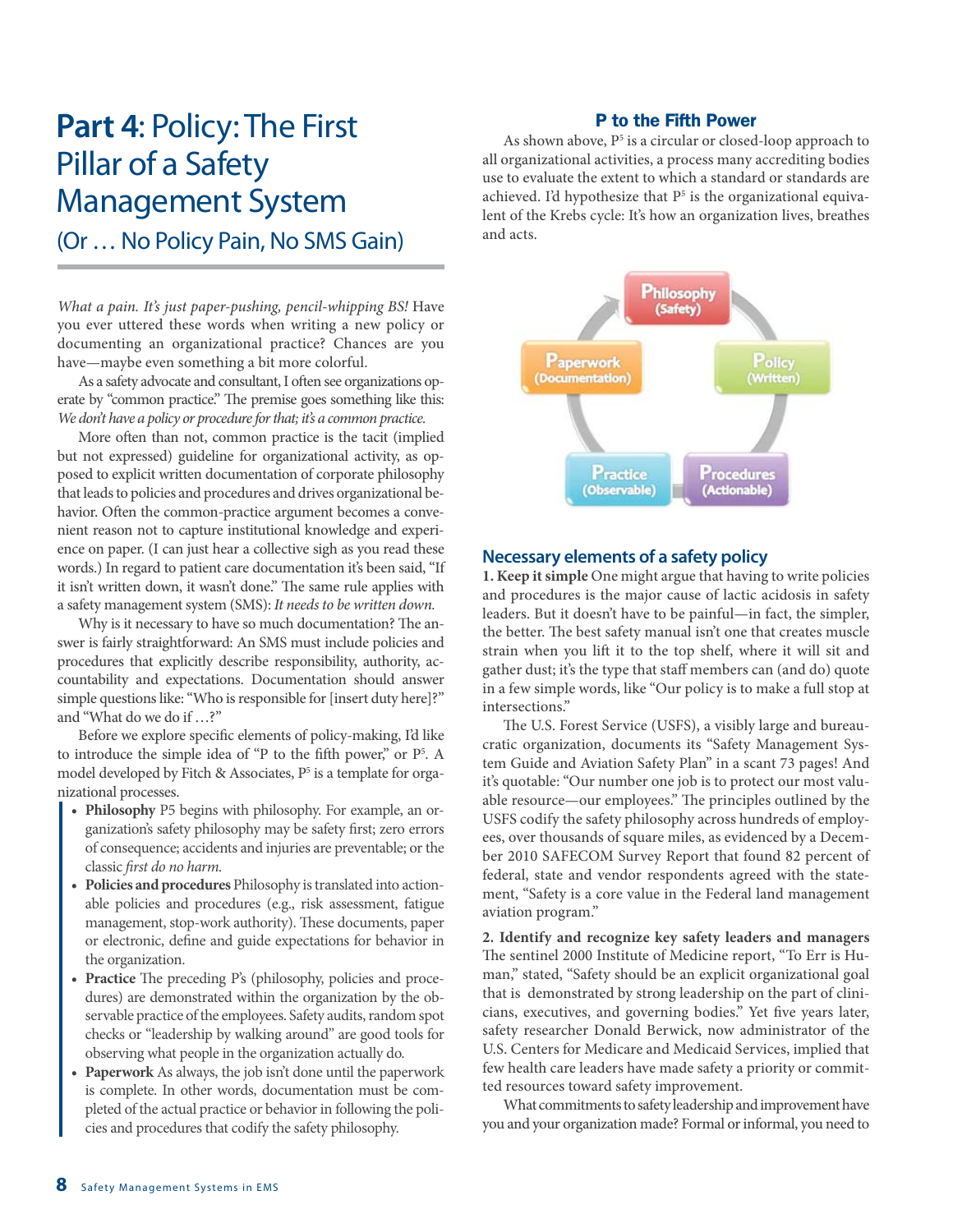# Part 4: Policy: The First Pillar of a Safety Management System

## (Or … No Policy Pain, No SMS Gain)

*What a pain. It's just paper-pushing, pencil-whipping BS!* Have you ever uttered these words when writing a new policy or documenting an organizational practice? Chances are you have—maybe even something a bit more colorful.

As a safety advocate and consultant, I often see organizations operate by "common practice." The premise goes something like this: *We don't have a policy or procedure for that; it's a common practice.*

More often than not, common practice is the tacit (implied but not expressed) guideline for organizational activity, as opposed to explicit written documentation of corporate philosophy that leads to policies and procedures and drives organizational behavior. Often the common-practice argument becomes a convenient reason not to capture institutional knowledge and experience on paper. (I can just hear a collective sigh as you read these words.) In regard to patient care documentation it's been said, "If it isn't written down, it wasn't done." The same rule applies with a safety management system (SMS): *It needs to be written down.*

Why is it necessary to have so much documentation? The answer is fairly straightforward: An SMS must include policies and procedures that explicitly describe responsibility, authority, accountability and expectations. Documentation should answer simple questions like: "Who is responsible for [insert duty here]?" and "What do we do if …?"

Before we explore specific elements of policy-making, I'd like to introduce the simple idea of "P to the fifth power," or $P^5$. A model developed by Fitch & Associates, $P^5$ is a template for organizational processes.

- **Philosophy** P5 begins with philosophy. For example, an organization's safety philosophy may be safety first; zero errors of consequence; accidents and injuries are preventable; or the classic *first do no harm.*
- **Policies and procedures** Philosophy is translated into actionable policies and procedures (e.g., risk assessment, fatigue management, stop-work authority). These documents, paper or electronic, define and guide expectations for behavior in the organization.
- **Practice** The preceding P's (philosophy, policies and procedures) are demonstrated within the organization by the observable practice of the employees. Safety audits, random spot checks or "leadership by walking around" are good tools for observing what people in the organization actually do.
- **Paperwork** As always, the job isn't done until the paperwork is complete. In other words, documentation must be completed of the actual practice or behavior in following the policies and procedures that codify the safety philosophy.

### P to the Fifth Power

As shown above, $P^5$ is a circular or closed-loop approach to all organizational activities, a process many accrediting bodies use to evaluate the extent to which a standard or standards are achieved. I'd hypothesize that $P^5$ is the organizational equivalent of the Krebs cycle: It's how an organization lives, breathes and acts.

Philosophy (Safety) → Policy (Written) → Procedures (Actionable) → Practice (Observable) → Paperwork (Documentation)

### Necessary elements of a safety policy

**1. Keep it simple** One might argue that having to write policies and procedures is the major cause of lactic acidosis in safety leaders. But it doesn't have to be painful—in fact, the simpler, the better. The best safety manual isn't one that creates muscle strain when you lift it to the top shelf, where it will sit and gather dust; it's the type that staff members can (and do) quote in a few simple words, like "Our policy is to make a full stop at intersections."

The U.S. Forest Service (USFS), a visibly large and bureaucratic organization, documents its "Safety Management System Guide and Aviation Safety Plan" in a scant 73 pages! And it's quotable: "Our number one job is to protect our most valuable resource—our employees." The principles outlined by the USFS codify the safety philosophy across hundreds of employees, over thousands of square miles, as evidenced by a December 2010 SAFECOM Survey Report that found 82 percent of federal, state and vendor respondents agreed with the statement, "Safety is a core value in the Federal land management aviation program."

**2. Identify and recognize key safety leaders and managers** The sentinel 2000 Institute of Medicine report, "To Err is Human," stated, "Safety should be an explicit organizational goal that is demonstrated by strong leadership on the part of clinicians, executives, and governing bodies." Yet five years later, safety researcher Donald Berwick, now administrator of the U.S. Centers for Medicare and Medicaid Services, implied that few health care leaders have made safety a priority or committed resources toward safety improvement.

What commitments to safety leadership and improvement have you and your organization made? Formal or informal, you need to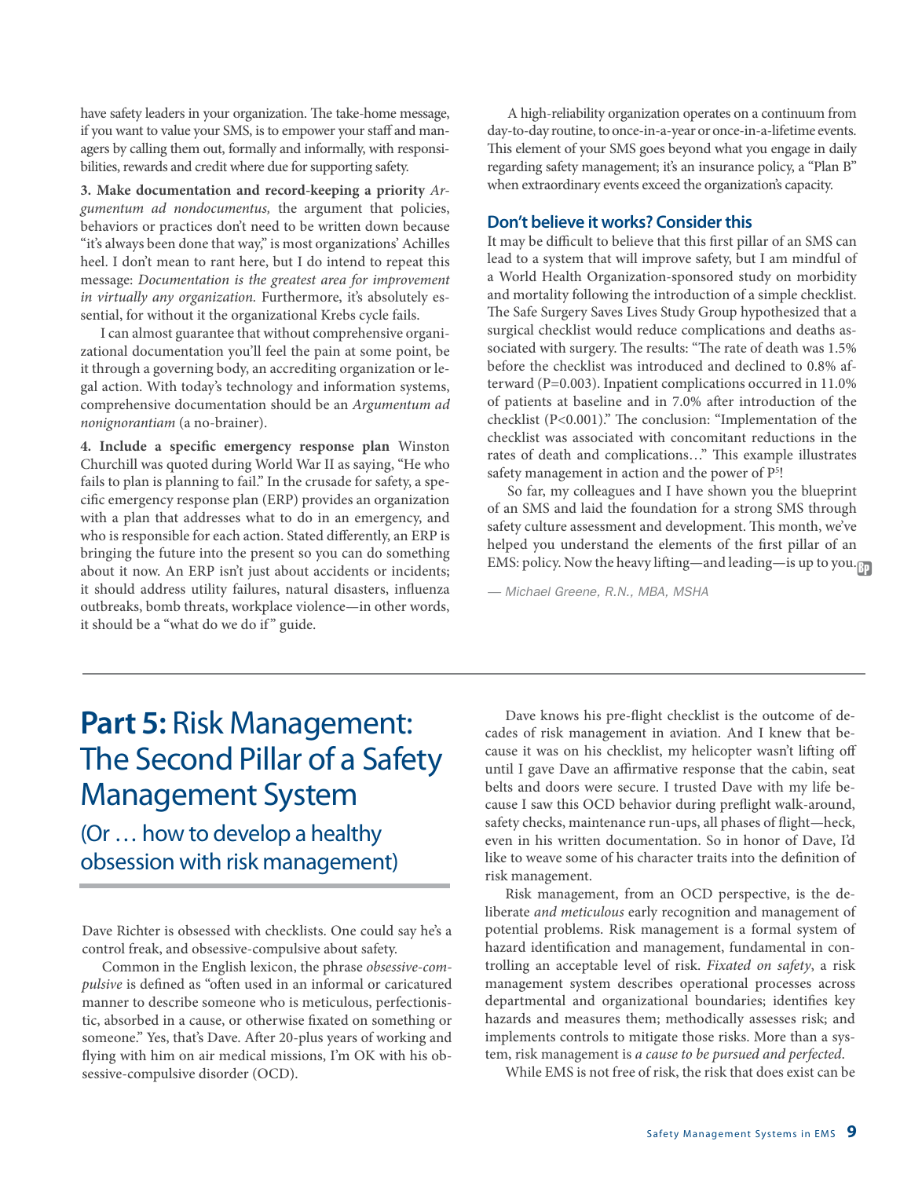have safety leaders in your organization. The take-home message, if you want to value your SMS, is to empower your staff and managers by calling them out, formally and informally, with responsibilities, rewards and credit where due for supporting safety.

**3. Make documentation and record-keeping a priority** *Argumentum ad nondocumentus,* the argument that policies, behaviors or practices don't need to be written down because "it's always been done that way," is most organizations' Achilles heel. I don't mean to rant here, but I do intend to repeat this message: *Documentation is the greatest area for improvement in virtually any organization.* Furthermore, it's absolutely essential, for without it the organizational Krebs cycle fails.

I can almost guarantee that without comprehensive organizational documentation you'll feel the pain at some point, be it through a governing body, an accrediting organization or legal action. With today's technology and information systems, comprehensive documentation should be an *Argumentum ad nonignorantiam* (a no-brainer).

**4. Include a specific emergency response plan** Winston Churchill was quoted during World War II as saying, "He who fails to plan is planning to fail." In the crusade for safety, a specific emergency response plan (ERP) provides an organization with a plan that addresses what to do in an emergency, and who is responsible for each action. Stated differently, an ERP is bringing the future into the present so you can do something about it now. An ERP isn't just about accidents or incidents; it should address utility failures, natural disasters, influenza outbreaks, bomb threats, workplace violence—in other words, it should be a "what do we do if" guide.

A high-reliability organization operates on a continuum from day-to-day routine, to once-in-a-year or once-in-a-lifetime events. This element of your SMS goes beyond what you engage in daily regarding safety management; it's an insurance policy, a "Plan B" when extraordinary events exceed the organization's capacity.

## Don't believe it works? Consider this

It may be difficult to believe that this first pillar of an SMS can lead to a system that will improve safety, but I am mindful of a World Health Organization-sponsored study on morbidity and mortality following the introduction of a simple checklist. The Safe Surgery Saves Lives Study Group hypothesized that a surgical checklist would reduce complications and deaths associated with surgery. The results: "The rate of death was 1.5% before the checklist was introduced and declined to 0.8% afterward (P=0.003). Inpatient complications occurred in 11.0% of patients at baseline and in 7.0% after introduction of the checklist (P<0.001)." The conclusion: "Implementation of the checklist was associated with concomitant reductions in the rates of death and complications…" This example illustrates safety management in action and the power of $P^5$!

So far, my colleagues and I have shown you the blueprint of an SMS and laid the foundation for a strong SMS through safety culture assessment and development. This month, we've helped you understand the elements of the first pillar of an EMS: policy. Now the heavy lifting—and leading—is up to you.

*— Michael Greene, R.N., MBA, MSHA*

# **Part 5:** Risk Management: The Second Pillar of a Safety Management System

## (Or … how to develop a healthy obsession with risk management)

Dave Richter is obsessed with checklists. One could say he's a control freak, and obsessive-compulsive about safety.

Common in the English lexicon, the phrase *obsessive-compulsive* is defined as "often used in an informal or caricatured manner to describe someone who is meticulous, perfectionistic, absorbed in a cause, or otherwise fixated on something or someone." Yes, that's Dave. After 20-plus years of working and flying with him on air medical missions, I'm OK with his obsessive-compulsive disorder (OCD).

Dave knows his pre-flight checklist is the outcome of decades of risk management in aviation. And I knew that because it was on his checklist, my helicopter wasn't lifting off until I gave Dave an affirmative response that the cabin, seat belts and doors were secure. I trusted Dave with my life because I saw this OCD behavior during preflight walk-around, safety checks, maintenance run-ups, all phases of flight—heck, even in his written documentation. So in honor of Dave, I'd like to weave some of his character traits into the definition of risk management.

Risk management, from an OCD perspective, is the deliberate *and meticulous* early recognition and management of potential problems. Risk management is a formal system of hazard identification and management, fundamental in controlling an acceptable level of risk. *Fixated on safety*, a risk management system describes operational processes across departmental and organizational boundaries; identifies key hazards and measures them; methodically assesses risk; and implements controls to mitigate those risks. More than a system, risk management is *a cause to be pursued and perfected*.

While EMS is not free of risk, the risk that does exist can be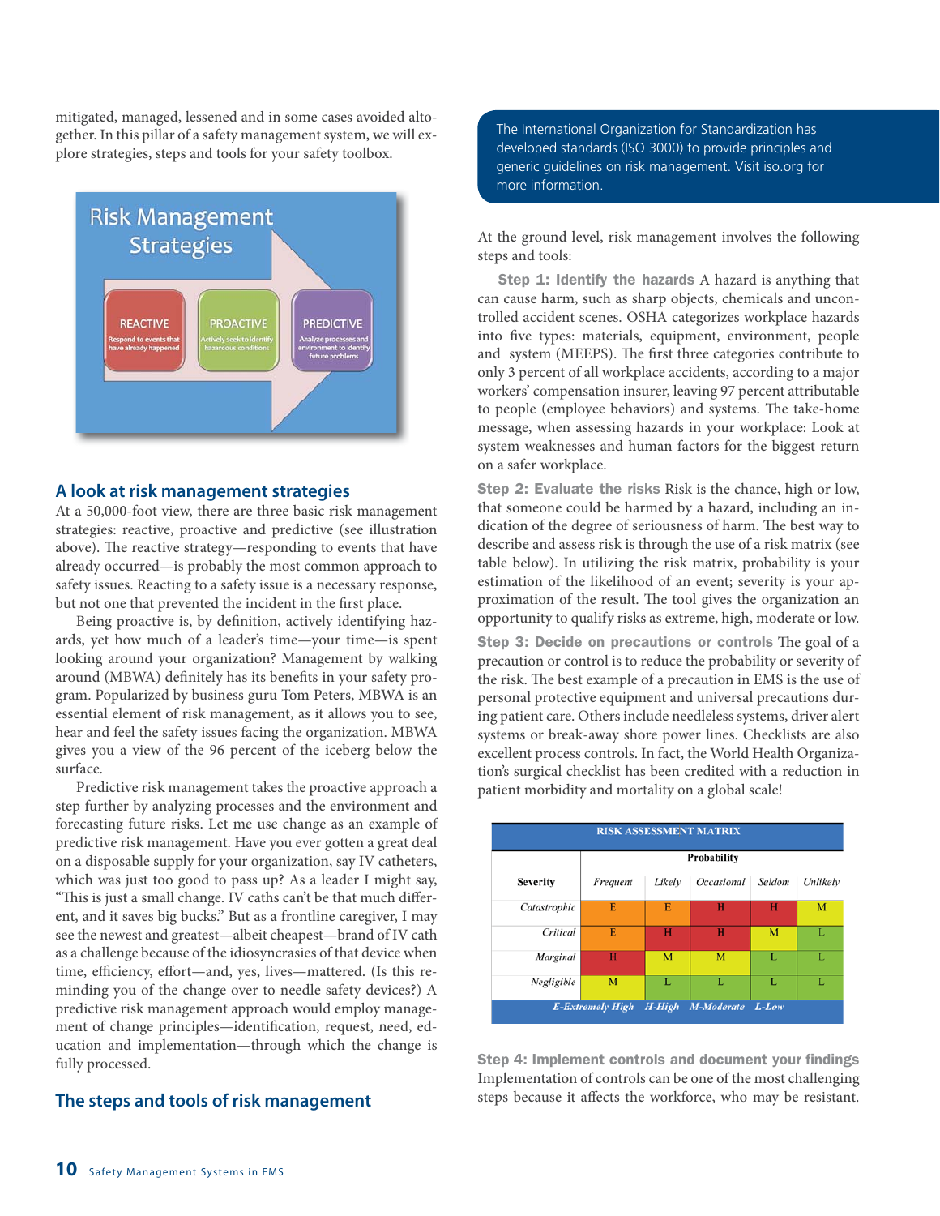mitigated, managed, lessened and in some cases avoided altogether. In this pillar of a safety management system, we will explore strategies, steps and tools for your safety toolbox.

Risk Management Strategies

REACTIVE — Respond to events that have already happened

PROACTIVE — Actively seek to identify hazardous conditions

PREDICTIVE — Analyze processes and environment to identify future problems

## A look at risk management strategies

At a 50,000-foot view, there are three basic risk management strategies: reactive, proactive and predictive (see illustration above). The reactive strategy—responding to events that have already occurred—is probably the most common approach to safety issues. Reacting to a safety issue is a necessary response, but not one that prevented the incident in the first place.

Being proactive is, by definition, actively identifying hazards, yet how much of a leader's time—your time—is spent looking around your organization? Management by walking around (MBWA) definitely has its benefits in your safety program. Popularized by business guru Tom Peters, MBWA is an essential element of risk management, as it allows you to see, hear and feel the safety issues facing the organization. MBWA gives you a view of the 96 percent of the iceberg below the surface.

Predictive risk management takes the proactive approach a step further by analyzing processes and the environment and forecasting future risks. Let me use change as an example of predictive risk management. Have you ever gotten a great deal on a disposable supply for your organization, say IV catheters, which was just too good to pass up? As a leader I might say, "This is just a small change. IV caths can't be that much different, and it saves big bucks." But as a frontline caregiver, I may see the newest and greatest—albeit cheapest—brand of IV cath as a challenge because of the idiosyncrasies of that device when time, efficiency, effort—and, yes, lives—mattered. (Is this reminding you of the change over to needle safety devices?) A predictive risk management approach would employ management of change principles—identification, request, need, education and implementation—through which the change is fully processed.

## The steps and tools of risk management

The International Organization for Standardization has developed standards (ISO 3000) to provide principles and generic guidelines on risk management. Visit iso.org for more information.

At the ground level, risk management involves the following steps and tools:

**Step 1: Identify the hazards** A hazard is anything that can cause harm, such as sharp objects, chemicals and uncontrolled accident scenes. OSHA categorizes workplace hazards into five types: materials, equipment, environment, people and system (MEEPS). The first three categories contribute to only 3 percent of all workplace accidents, according to a major workers' compensation insurer, leaving 97 percent attributable to people (employee behaviors) and systems. The take-home message, when assessing hazards in your workplace: Look at system weaknesses and human factors for the biggest return on a safer workplace.

**Step 2: Evaluate the risks** Risk is the chance, high or low, that someone could be harmed by a hazard, including an indication of the degree of seriousness of harm. The best way to describe and assess risk is through the use of a risk matrix (see table below). In utilizing the risk matrix, probability is your estimation of the likelihood of an event; severity is your approximation of the result. The tool gives the organization an opportunity to qualify risks as extreme, high, moderate or low.

**Step 3: Decide on precautions or controls** The goal of a precaution or control is to reduce the probability or severity of the risk. The best example of a precaution in EMS is the use of personal protective equipment and universal precautions during patient care. Others include needleless systems, driver alert systems or break-away shore power lines. Checklists are also excellent process controls. In fact, the World Health Organization's surgical checklist has been credited with a reduction in patient morbidity and mortality on a global scale!

**RISK ASSESSMENT MATRIX**

| Severity | Probability | | | | |
|---|---|---|---|---|---|
| | *Frequent* | *Likely* | *Occasional* | *Seldom* | *Unlikely* |
| *Catastrophic* | E | E | H | H | M |
| *Critical* | E | H | H | M | L |
| *Marginal* | H | M | M | L | L |
| *Negligible* | M | L | L | L | L |

*E-Extremely High H-High M-Moderate L-Low*

**Step 4: Implement controls and document your findings** Implementation of controls can be one of the most challenging steps because it affects the workforce, who may be resistant.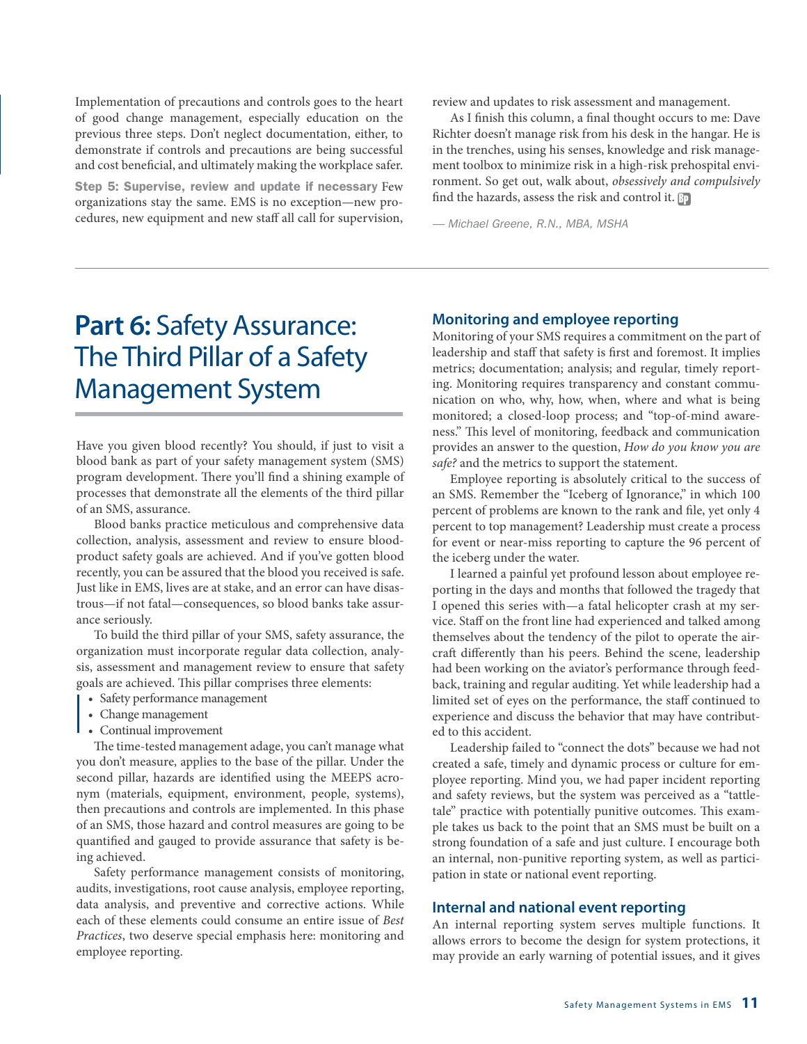Implementation of precautions and controls goes to the heart of good change management, especially education on the previous three steps. Don't neglect documentation, either, to demonstrate if controls and precautions are being successful and cost beneficial, and ultimately making the workplace safer.

**Step 5: Supervise, review and update if necessary** Few organizations stay the same. EMS is no exception—new procedures, new equipment and new staff all call for supervision, review and updates to risk assessment and management.

As I finish this column, a final thought occurs to me: Dave Richter doesn't manage risk from his desk in the hangar. He is in the trenches, using his senses, knowledge and risk management toolbox to minimize risk in a high-risk prehospital environment. So get out, walk about, *obsessively and compulsively* find the hazards, assess the risk and control it.

*— Michael Greene, R.N., MBA, MSHA*

# Part 6: Safety Assurance: The Third Pillar of a Safety Management System

Have you given blood recently? You should, if just to visit a blood bank as part of your safety management system (SMS) program development. There you'll find a shining example of processes that demonstrate all the elements of the third pillar of an SMS, assurance.

Blood banks practice meticulous and comprehensive data collection, analysis, assessment and review to ensure blood-product safety goals are achieved. And if you've gotten blood recently, you can be assured that the blood you received is safe. Just like in EMS, lives are at stake, and an error can have disastrous—if not fatal—consequences, so blood banks take assurance seriously.

To build the third pillar of your SMS, safety assurance, the organization must incorporate regular data collection, analysis, assessment and management review to ensure that safety goals are achieved. This pillar comprises three elements:

- Safety performance management
- Change management
- Continual improvement

The time-tested management adage, you can't manage what you don't measure, applies to the base of the pillar. Under the second pillar, hazards are identified using the MEEPS acronym (materials, equipment, environment, people, systems), then precautions and controls are implemented. In this phase of an SMS, those hazard and control measures are going to be quantified and gauged to provide assurance that safety is being achieved.

Safety performance management consists of monitoring, audits, investigations, root cause analysis, employee reporting, data analysis, and preventive and corrective actions. While each of these elements could consume an entire issue of *Best Practices*, two deserve special emphasis here: monitoring and employee reporting.

## Monitoring and employee reporting

Monitoring of your SMS requires a commitment on the part of leadership and staff that safety is first and foremost. It implies metrics; documentation; analysis; and regular, timely reporting. Monitoring requires transparency and constant communication on who, why, how, when, where and what is being monitored; a closed-loop process; and "top-of-mind awareness." This level of monitoring, feedback and communication provides an answer to the question, *How do you know you are safe?* and the metrics to support the statement.

Employee reporting is absolutely critical to the success of an SMS. Remember the "Iceberg of Ignorance," in which 100 percent of problems are known to the rank and file, yet only 4 percent to top management? Leadership must create a process for event or near-miss reporting to capture the 96 percent of the iceberg under the water.

I learned a painful yet profound lesson about employee reporting in the days and months that followed the tragedy that I opened this series with—a fatal helicopter crash at my service. Staff on the front line had experienced and talked among themselves about the tendency of the pilot to operate the aircraft differently than his peers. Behind the scene, leadership had been working on the aviator's performance through feedback, training and regular auditing. Yet while leadership had a limited set of eyes on the performance, the staff continued to experience and discuss the behavior that may have contributed to this accident.

Leadership failed to "connect the dots" because we had not created a safe, timely and dynamic process or culture for employee reporting. Mind you, we had paper incident reporting and safety reviews, but the system was perceived as a "tattletale" practice with potentially punitive outcomes. This example takes us back to the point that an SMS must be built on a strong foundation of a safe and just culture. I encourage both an internal, non-punitive reporting system, as well as participation in state or national event reporting.

## Internal and national event reporting

An internal reporting system serves multiple functions. It allows errors to become the design for system protections, it may provide an early warning of potential issues, and it gives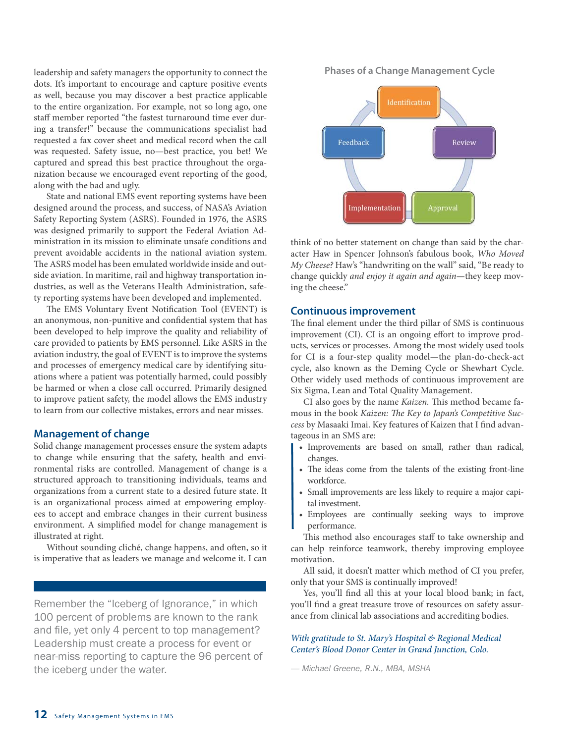leadership and safety managers the opportunity to connect the dots. It's important to encourage and capture positive events as well, because you may discover a best practice applicable to the entire organization. For example, not so long ago, one staff member reported "the fastest turnaround time ever during a transfer!" because the communications specialist had requested a fax cover sheet and medical record when the call was requested. Safety issue, no—best practice, you bet! We captured and spread this best practice throughout the organization because we encouraged event reporting of the good, along with the bad and ugly.

State and national EMS event reporting systems have been designed around the process, and success, of NASA's Aviation Safety Reporting System (ASRS). Founded in 1976, the ASRS was designed primarily to support the Federal Aviation Administration in its mission to eliminate unsafe conditions and prevent avoidable accidents in the national aviation system. The ASRS model has been emulated worldwide inside and outside aviation. In maritime, rail and highway transportation industries, as well as the Veterans Health Administration, safety reporting systems have been developed and implemented.

The EMS Voluntary Event Notification Tool (EVENT) is an anonymous, non-punitive and confidential system that has been developed to help improve the quality and reliability of care provided to patients by EMS personnel. Like ASRS in the aviation industry, the goal of EVENT is to improve the systems and processes of emergency medical care by identifying situations where a patient was potentially harmed, could possibly be harmed or when a close call occurred. Primarily designed to improve patient safety, the model allows the EMS industry to learn from our collective mistakes, errors and near misses.

## Management of change

Solid change management processes ensure the system adapts to change while ensuring that the safety, health and environmental risks are controlled. Management of change is a structured approach to transitioning individuals, teams and organizations from a current state to a desired future state. It is an organizational process aimed at empowering employees to accept and embrace changes in their current business environment. A simplified model for change management is illustrated at right.

Without sounding cliché, change happens, and often, so it is imperative that as leaders we manage and welcome it. I can think of no better statement on change than said by the character Haw in Spencer Johnson's fabulous book, *Who Moved My Cheese?* Haw's "handwriting on the wall" said, "Be ready to change quickly *and enjoy it again and again*—they keep moving the cheese."

**Phases of a Change Management Cycle**

Identification → Review → Approval → Implementation → Feedback

> Remember the "Iceberg of Ignorance," in which 100 percent of problems are known to the rank and file, yet only 4 percent to top management? Leadership must create a process for event or near-miss reporting to capture the 96 percent of the iceberg under the water.

## Continuous improvement

The final element under the third pillar of SMS is continuous improvement (CI). CI is an ongoing effort to improve products, services or processes. Among the most widely used tools for CI is a four-step quality model—the plan-do-check-act cycle, also known as the Deming Cycle or Shewhart Cycle. Other widely used methods of continuous improvement are Six Sigma, Lean and Total Quality Management.

CI also goes by the name *Kaizen.* This method became famous in the book *Kaizen: The Key to Japan's Competitive Success* by Masaaki Imai. Key features of Kaizen that I find advantageous in an SMS are:

- Improvements are based on small, rather than radical, changes.
- The ideas come from the talents of the existing front-line workforce.
- Small improvements are less likely to require a major capital investment.
- Employees are continually seeking ways to improve performance.

This method also encourages staff to take ownership and can help reinforce teamwork, thereby improving employee motivation.

All said, it doesn't matter which method of CI you prefer, only that your SMS is continually improved!

Yes, you'll find all this at your local blood bank; in fact, you'll find a great treasure trove of resources on safety assurance from clinical lab associations and accrediting bodies.

*With gratitude to St. Mary's Hospital & Regional Medical Center's Blood Donor Center in Grand Junction, Colo.*

*— Michael Greene, R.N., MBA, MSHA*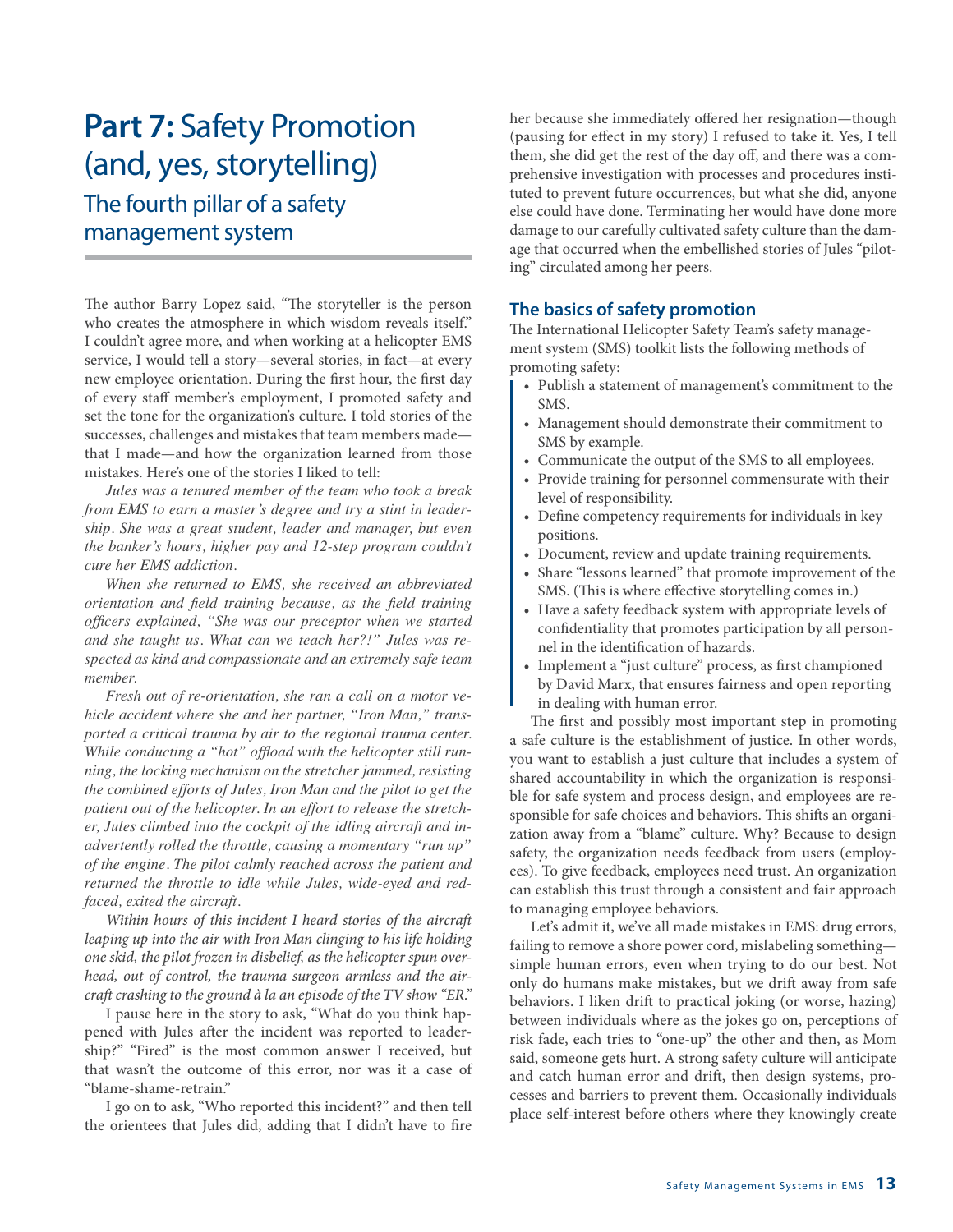# **Part 7:** Safety Promotion (and, yes, storytelling)

## The fourth pillar of a safety management system

The author Barry Lopez said, "The storyteller is the person who creates the atmosphere in which wisdom reveals itself." I couldn't agree more, and when working at a helicopter EMS service, I would tell a story—several stories, in fact—at every new employee orientation. During the first hour, the first day of every staff member's employment, I promoted safety and set the tone for the organization's culture. I told stories of the successes, challenges and mistakes that team members made—that I made—and how the organization learned from those mistakes. Here's one of the stories I liked to tell:

*Jules was a tenured member of the team who took a break from EMS to earn a master's degree and try a stint in leadership. She was a great student, leader and manager, but even the banker's hours, higher pay and 12-step program couldn't cure her EMS addiction.*

*When she returned to EMS, she received an abbreviated orientation and field training because, as the field training officers explained, "She was our preceptor when we started and she taught us. What can we teach her?!" Jules was respected as kind and compassionate and an extremely safe team member.*

*Fresh out of re-orientation, she ran a call on a motor vehicle accident where she and her partner, "Iron Man," transported a critical trauma by air to the regional trauma center. While conducting a "hot" offload with the helicopter still running, the locking mechanism on the stretcher jammed, resisting the combined efforts of Jules, Iron Man and the pilot to get the patient out of the helicopter. In an effort to release the stretcher, Jules climbed into the cockpit of the idling aircraft and inadvertently rolled the throttle, causing a momentary "run up" of the engine. The pilot calmly reached across the patient and returned the throttle to idle while Jules, wide-eyed and red-faced, exited the aircraft.*

*Within hours of this incident I heard stories of the aircraft leaping up into the air with Iron Man clinging to his life holding one skid, the pilot frozen in disbelief, as the helicopter spun overhead, out of control, the trauma surgeon armless and the aircraft crashing to the ground à la an episode of the TV show "ER."*

I pause here in the story to ask, "What do you think happened with Jules after the incident was reported to leadership?" "Fired" is the most common answer I received, but that wasn't the outcome of this error, nor was it a case of "blame-shame-retrain."

I go on to ask, "Who reported this incident?" and then tell the orientees that Jules did, adding that I didn't have to fire her because she immediately offered her resignation—though (pausing for effect in my story) I refused to take it. Yes, I tell them, she did get the rest of the day off, and there was a comprehensive investigation with processes and procedures instituted to prevent future occurrences, but what she did, anyone else could have done. Terminating her would have done more damage to our carefully cultivated safety culture than the damage that occurred when the embellished stories of Jules "piloting" circulated among her peers.

### The basics of safety promotion

The International Helicopter Safety Team's safety management system (SMS) toolkit lists the following methods of promoting safety:

- Publish a statement of management's commitment to the SMS.
- Management should demonstrate their commitment to SMS by example.
- Communicate the output of the SMS to all employees.
- Provide training for personnel commensurate with their level of responsibility.
- Define competency requirements for individuals in key positions.
- Document, review and update training requirements.
- Share "lessons learned" that promote improvement of the SMS. (This is where effective storytelling comes in.)
- Have a safety feedback system with appropriate levels of confidentiality that promotes participation by all personnel in the identification of hazards.
- Implement a "just culture" process, as first championed by David Marx, that ensures fairness and open reporting in dealing with human error.

The first and possibly most important step in promoting a safe culture is the establishment of justice. In other words, you want to establish a just culture that includes a system of shared accountability in which the organization is responsible for safe system and process design, and employees are responsible for safe choices and behaviors. This shifts an organization away from a "blame" culture. Why? Because to design safety, the organization needs feedback from users (employees). To give feedback, employees need trust. An organization can establish this trust through a consistent and fair approach to managing employee behaviors.

Let's admit it, we've all made mistakes in EMS: drug errors, failing to remove a shore power cord, mislabeling something—simple human errors, even when trying to do our best. Not only do humans make mistakes, but we drift away from safe behaviors. I liken drift to practical joking (or worse, hazing) between individuals where as the jokes go on, perceptions of risk fade, each tries to "one-up" the other and then, as Mom said, someone gets hurt. A strong safety culture will anticipate and catch human error and drift, then design systems, processes and barriers to prevent them. Occasionally individuals place self-interest before others where they knowingly create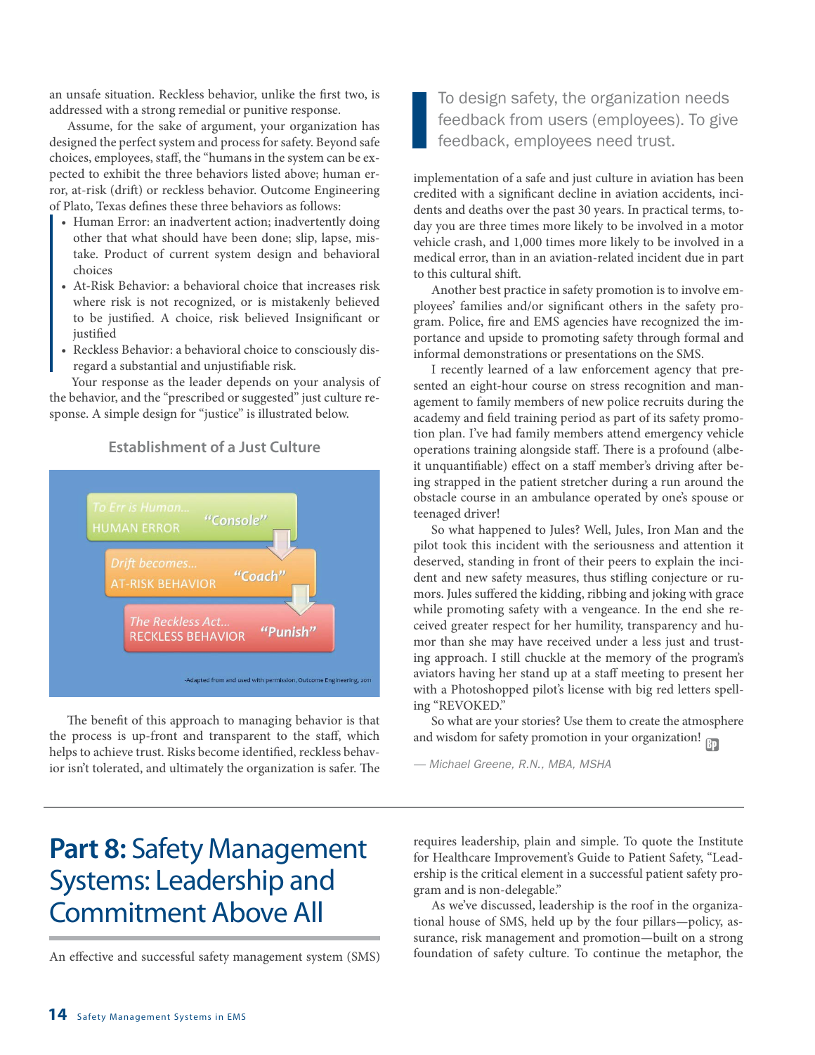an unsafe situation. Reckless behavior, unlike the first two, is addressed with a strong remedial or punitive response.

Assume, for the sake of argument, your organization has designed the perfect system and process for safety. Beyond safe choices, employees, staff, the "humans in the system can be expected to exhibit the three behaviors listed above; human error, at-risk (drift) or reckless behavior. Outcome Engineering of Plato, Texas defines these three behaviors as follows:

- Human Error: an inadvertent action; inadvertently doing other that what should have been done; slip, lapse, mistake. Product of current system design and behavioral choices
- At-Risk Behavior: a behavioral choice that increases risk where risk is not recognized, or is mistakenly believed to be justified. A choice, risk believed Insignificant or justified
- Reckless Behavior: a behavioral choice to consciously disregard a substantial and unjustifiable risk.

Your response as the leader depends on your analysis of the behavior, and the "prescribed or suggested" just culture response. A simple design for "justice" is illustrated below.

**Establishment of a Just Culture**

*To Err is Human...* HUMAN ERROR — *"Console"*

*Drift becomes...* AT-RISK BEHAVIOR — *"Coach"*

*The Reckless Act...* RECKLESS BEHAVIOR — *"Punish"*

-Adapted from and used with permission, Outcome Engineering, 2011

The benefit of this approach to managing behavior is that the process is up-front and transparent to the staff, which helps to achieve trust. Risks become identified, reckless behavior isn't tolerated, and ultimately the organization is safer. The implementation of a safe and just culture in aviation has been credited with a significant decline in aviation accidents, incidents and deaths over the past 30 years. In practical terms, today you are three times more likely to be involved in a motor vehicle crash, and 1,000 times more likely to be involved in a medical error, than in an aviation-related incident due in part to this cultural shift.

> To design safety, the organization needs feedback from users (employees). To give feedback, employees need trust.

Another best practice in safety promotion is to involve employees' families and/or significant others in the safety program. Police, fire and EMS agencies have recognized the importance and upside to promoting safety through formal and informal demonstrations or presentations on the SMS.

I recently learned of a law enforcement agency that presented an eight-hour course on stress recognition and management to family members of new police recruits during the academy and field training period as part of its safety promotion plan. I've had family members attend emergency vehicle operations training alongside staff. There is a profound (albeit unquantifiable) effect on a staff member's driving after being strapped in the patient stretcher during a run around the obstacle course in an ambulance operated by one's spouse or teenaged driver!

So what happened to Jules? Well, Jules, Iron Man and the pilot took this incident with the seriousness and attention it deserved, standing in front of their peers to explain the incident and new safety measures, thus stifling conjecture or rumors. Jules suffered the kidding, ribbing and joking with grace while promoting safety with a vengeance. In the end she received greater respect for her humility, transparency and humor than she may have received under a less just and trusting approach. I still chuckle at the memory of the program's aviators having her stand up at a staff meeting to present her with a Photoshopped pilot's license with big red letters spelling "REVOKED."

So what are your stories? Use them to create the atmosphere and wisdom for safety promotion in your organization!

*— Michael Greene, R.N., MBA, MSHA*

## Part 8: Safety Management Systems: Leadership and Commitment Above All

An effective and successful safety management system (SMS) requires leadership, plain and simple. To quote the Institute for Healthcare Improvement's Guide to Patient Safety, "Leadership is the critical element in a successful patient safety program and is non-delegable."

As we've discussed, leadership is the roof in the organizational house of SMS, held up by the four pillars—policy, assurance, risk management and promotion—built on a strong foundation of safety culture. To continue the metaphor, the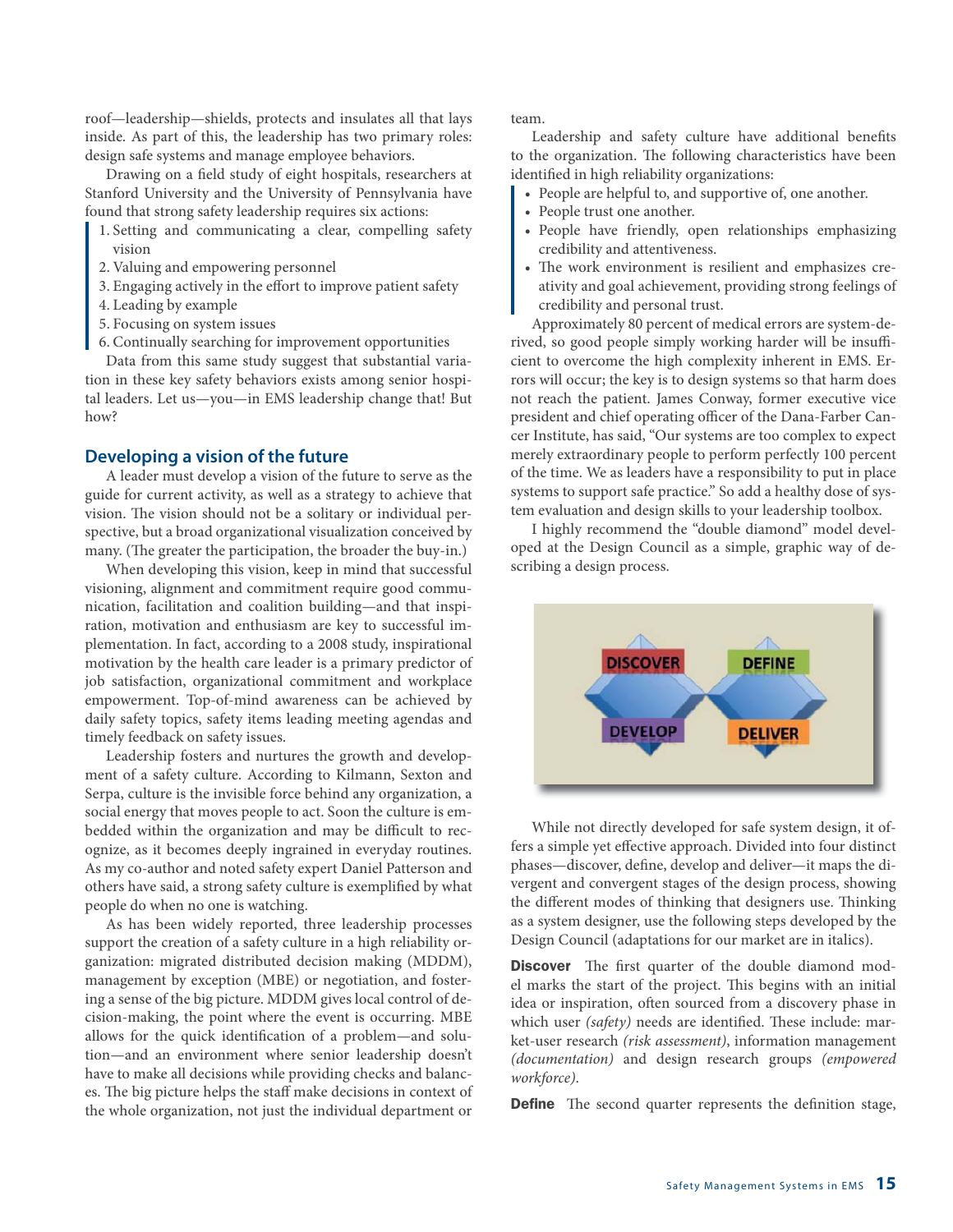roof—leadership—shields, protects and insulates all that lays inside. As part of this, the leadership has two primary roles: design safe systems and manage employee behaviors.

Drawing on a field study of eight hospitals, researchers at Stanford University and the University of Pennsylvania have found that strong safety leadership requires six actions:

1. Setting and communicating a clear, compelling safety vision
2. Valuing and empowering personnel
3. Engaging actively in the effort to improve patient safety
4. Leading by example
5. Focusing on system issues
6. Continually searching for improvement opportunities

Data from this same study suggest that substantial variation in these key safety behaviors exists among senior hospital leaders. Let us—you—in EMS leadership change that! But how?

## Developing a vision of the future

A leader must develop a vision of the future to serve as the guide for current activity, as well as a strategy to achieve that vision. The vision should not be a solitary or individual perspective, but a broad organizational visualization conceived by many. (The greater the participation, the broader the buy-in.)

When developing this vision, keep in mind that successful visioning, alignment and commitment require good communication, facilitation and coalition building—and that inspiration, motivation and enthusiasm are key to successful implementation. In fact, according to a 2008 study, inspirational motivation by the health care leader is a primary predictor of job satisfaction, organizational commitment and workplace empowerment. Top-of-mind awareness can be achieved by daily safety topics, safety items leading meeting agendas and timely feedback on safety issues.

Leadership fosters and nurtures the growth and development of a safety culture. According to Kilmann, Sexton and Serpa, culture is the invisible force behind any organization, a social energy that moves people to act. Soon the culture is embedded within the organization and may be difficult to recognize, as it becomes deeply ingrained in everyday routines. As my co-author and noted safety expert Daniel Patterson and others have said, a strong safety culture is exemplified by what people do when no one is watching.

As has been widely reported, three leadership processes support the creation of a safety culture in a high reliability organization: migrated distributed decision making (MDDM), management by exception (MBE) or negotiation, and fostering a sense of the big picture. MDDM gives local control of decision-making, the point where the event is occurring. MBE allows for the quick identification of a problem—and solution—and an environment where senior leadership doesn't have to make all decisions while providing checks and balances. The big picture helps the staff make decisions in context of the whole organization, not just the individual department or team.

Leadership and safety culture have additional benefits to the organization. The following characteristics have been identified in high reliability organizations:

- People are helpful to, and supportive of, one another.
- People trust one another.
- People have friendly, open relationships emphasizing credibility and attentiveness.
- The work environment is resilient and emphasizes creativity and goal achievement, providing strong feelings of credibility and personal trust.

Approximately 80 percent of medical errors are system-derived, so good people simply working harder will be insufficient to overcome the high complexity inherent in EMS. Errors will occur; the key is to design systems so that harm does not reach the patient. James Conway, former executive vice president and chief operating officer of the Dana-Farber Cancer Institute, has said, "Our systems are too complex to expect merely extraordinary people to perform perfectly 100 percent of the time. We as leaders have a responsibility to put in place systems to support safe practice." So add a healthy dose of system evaluation and design skills to your leadership toolbox.

I highly recommend the "double diamond" model developed at the Design Council as a simple, graphic way of describing a design process.

DISCOVER DEFINE DEVELOP DELIVER

While not directly developed for safe system design, it offers a simple yet effective approach. Divided into four distinct phases—discover, define, develop and deliver—it maps the divergent and convergent stages of the design process, showing the different modes of thinking that designers use. Thinking as a system designer, use the following steps developed by the Design Council (adaptations for our market are in italics).

**Discover** The first quarter of the double diamond model marks the start of the project. This begins with an initial idea or inspiration, often sourced from a discovery phase in which user *(safety)* needs are identified. These include: market-user research *(risk assessment)*, information management *(documentation)* and design research groups *(empowered workforce)*.

**Define** The second quarter represents the definition stage,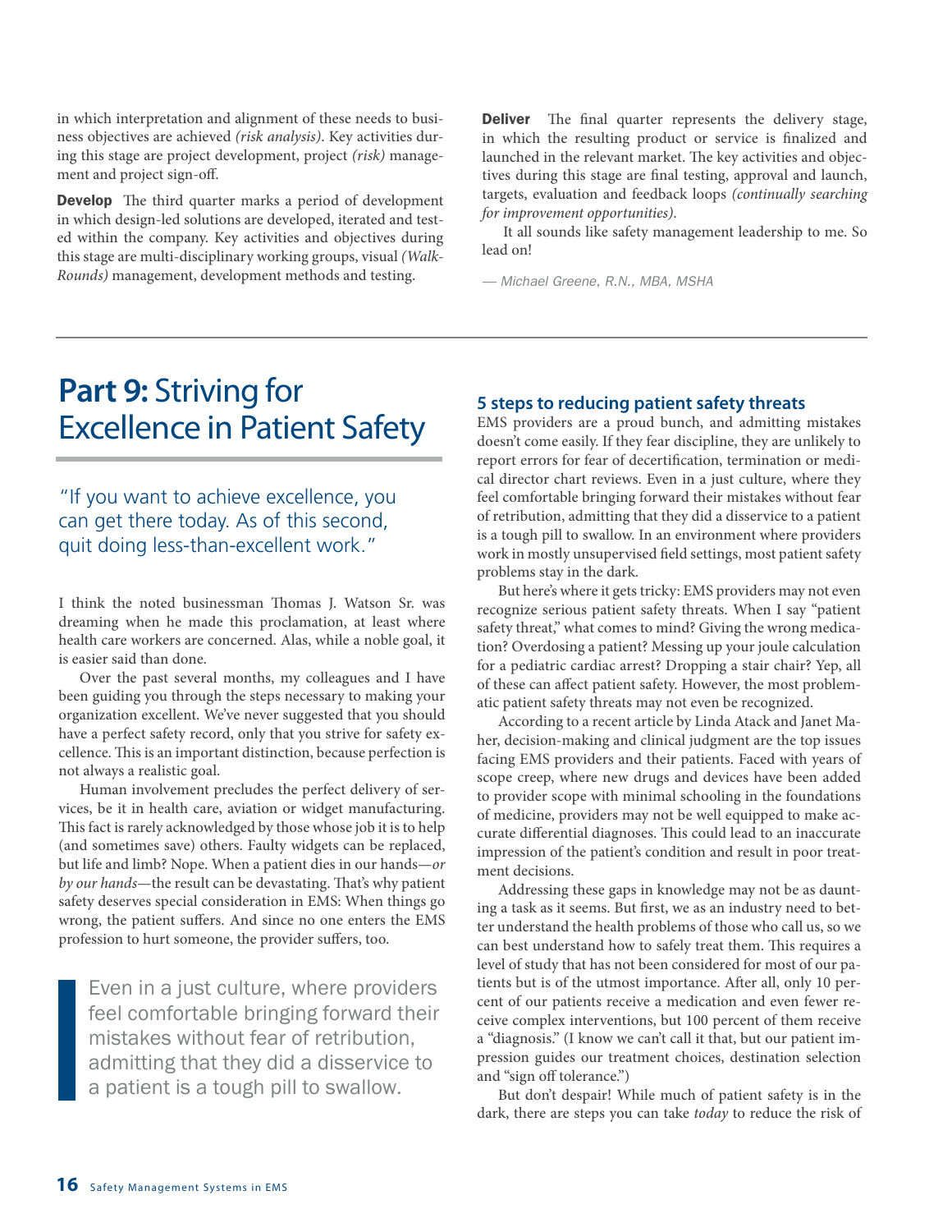in which interpretation and alignment of these needs to business objectives are achieved *(risk analysis)*. Key activities during this stage are project development, project *(risk)* management and project sign-off.

**Develop** The third quarter marks a period of development in which design-led solutions are developed, iterated and tested within the company. Key activities and objectives during this stage are multi-disciplinary working groups, visual *(WalkRounds)* management, development methods and testing.

**Deliver** The final quarter represents the delivery stage, in which the resulting product or service is finalized and launched in the relevant market. The key activities and objectives during this stage are final testing, approval and launch, targets, evaluation and feedback loops *(continually searching for improvement opportunities)*.

It all sounds like safety management leadership to me. So lead on!

*— Michael Greene, R.N., MBA, MSHA*

# **Part 9:** Striving for Excellence in Patient Safety

> "If you want to achieve excellence, you can get there today. As of this second, quit doing less-than-excellent work."

I think the noted businessman Thomas J. Watson Sr. was dreaming when he made this proclamation, at least where health care workers are concerned. Alas, while a noble goal, it is easier said than done.

Over the past several months, my colleagues and I have been guiding you through the steps necessary to making your organization excellent. We've never suggested that you should have a perfect safety record, only that you strive for safety excellence. This is an important distinction, because perfection is not always a realistic goal.

Human involvement precludes the perfect delivery of services, be it in health care, aviation or widget manufacturing. This fact is rarely acknowledged by those whose job it is to help (and sometimes save) others. Faulty widgets can be replaced, but life and limb? Nope. When a patient dies in our hands—*or by our hands*—the result can be devastating. That's why patient safety deserves special consideration in EMS: When things go wrong, the patient suffers. And since no one enters the EMS profession to hurt someone, the provider suffers, too.

> Even in a just culture, where providers feel comfortable bringing forward their mistakes without fear of retribution, admitting that they did a disservice to a patient is a tough pill to swallow.

## 5 steps to reducing patient safety threats

EMS providers are a proud bunch, and admitting mistakes doesn't come easily. If they fear discipline, they are unlikely to report errors for fear of decertification, termination or medical director chart reviews. Even in a just culture, where they feel comfortable bringing forward their mistakes without fear of retribution, admitting that they did a disservice to a patient is a tough pill to swallow. In an environment where providers work in mostly unsupervised field settings, most patient safety problems stay in the dark.

But here's where it gets tricky: EMS providers may not even recognize serious patient safety threats. When I say "patient safety threat," what comes to mind? Giving the wrong medication? Overdosing a patient? Messing up your joule calculation for a pediatric cardiac arrest? Dropping a stair chair? Yep, all of these can affect patient safety. However, the most problematic patient safety threats may not even be recognized.

According to a recent article by Linda Atack and Janet Maher, decision-making and clinical judgment are the top issues facing EMS providers and their patients. Faced with years of scope creep, where new drugs and devices have been added to provider scope with minimal schooling in the foundations of medicine, providers may not be well equipped to make accurate differential diagnoses. This could lead to an inaccurate impression of the patient's condition and result in poor treatment decisions.

Addressing these gaps in knowledge may not be as daunting a task as it seems. But first, we as an industry need to better understand the health problems of those who call us, so we can best understand how to safely treat them. This requires a level of study that has not been considered for most of our patients but is of the utmost importance. After all, only 10 percent of our patients receive a medication and even fewer receive complex interventions, but 100 percent of them receive a "diagnosis." (I know we can't call it that, but our patient impression guides our treatment choices, destination selection and "sign off tolerance.")

But don't despair! While much of patient safety is in the dark, there are steps you can take *today* to reduce the risk of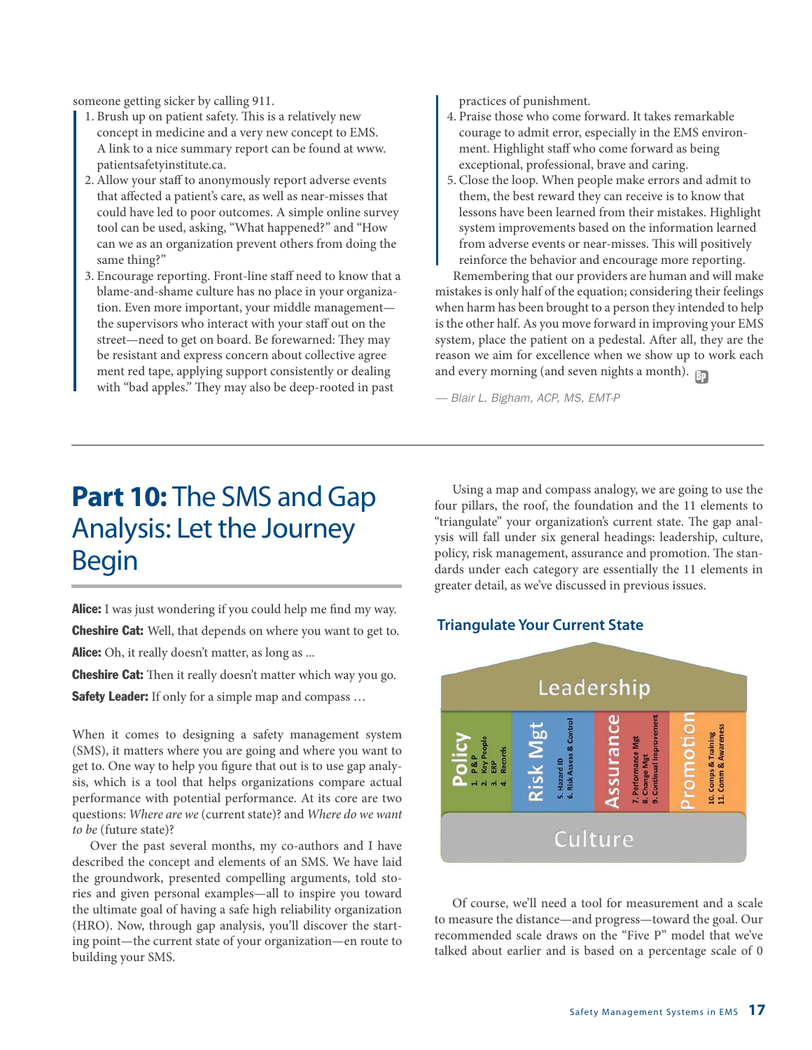someone getting sicker by calling 911.

1. Brush up on patient safety. This is a relatively new concept in medicine and a very new concept to EMS. A link to a nice summary report can be found at www.patientsafetyinstitute.ca.
2. Allow your staff to anonymously report adverse events that affected a patient's care, as well as near-misses that could have led to poor outcomes. A simple online survey tool can be used, asking, "What happened?" and "How can we as an organization prevent others from doing the same thing?"
3. Encourage reporting. Front-line staff need to know that a blame-and-shame culture has no place in your organization. Even more important, your middle management—the supervisors who interact with your staff out on the street—need to get on board. Be forewarned: They may be resistant and express concern about collective agree ment red tape, applying support consistently or dealing with "bad apples." They may also be deep-rooted in past practices of punishment.
4. Praise those who come forward. It takes remarkable courage to admit error, especially in the EMS environment. Highlight staff who come forward as being exceptional, professional, brave and caring.
5. Close the loop. When people make errors and admit to them, the best reward they can receive is to know that lessons have been learned from their mistakes. Highlight system improvements based on the information learned from adverse events or near-misses. This will positively reinforce the behavior and encourage more reporting.

Remembering that our providers are human and will make mistakes is only half of the equation; considering their feelings when harm has been brought to a person they intended to help is the other half. As you move forward in improving your EMS system, place the patient on a pedestal. After all, they are the reason we aim for excellence when we show up to work each and every morning (and seven nights a month).

*— Blair L. Bigham, ACP, MS, EMT-P*

## **Part 10:** The SMS and Gap Analysis: Let the Journey Begin

**Alice:** I was just wondering if you could help me find my way.

**Cheshire Cat:** Well, that depends on where you want to get to.

**Alice:** Oh, it really doesn't matter, as long as ...

**Cheshire Cat:** Then it really doesn't matter which way you go.

**Safety Leader:** If only for a simple map and compass …

When it comes to designing a safety management system (SMS), it matters where you are going and where you want to get to. One way to help you figure that out is to use gap analysis, which is a tool that helps organizations compare actual performance with potential performance. At its core are two questions: *Where are we* (current state)? and *Where do we want to be* (future state)?

Over the past several months, my co-authors and I have described the concept and elements of an SMS. We have laid the groundwork, presented compelling arguments, told stories and given personal examples—all to inspire you toward the ultimate goal of having a safe high reliability organization (HRO). Now, through gap analysis, you'll discover the starting point—the current state of your organization—en route to building your SMS.

Using a map and compass analogy, we are going to use the four pillars, the roof, the foundation and the 11 elements to "triangulate" your organization's current state. The gap analysis will fall under six general headings: leadership, culture, policy, risk management, assurance and promotion. The standards under each category are essentially the 11 elements in greater detail, as we've discussed in previous issues.

### Triangulate Your Current State

Leadership

| Policy | Risk Mgt | Assurance | Promotion |
|---|---|---|---|
| 1. P & P<br>2. Key People<br>3. ERP<br>4. Records | 5. Hazard ID<br>6. Risk Assess & Control | 7. Performance Mgt<br>8. Change Mgt<br>9. Continual Improvement | 10. Comps & Training<br>11. Comm & Awareness |

Culture

Of course, we'll need a tool for measurement and a scale to measure the distance—and progress—toward the goal. Our recommended scale draws on the "Five P" model that we've talked about earlier and is based on a percentage scale of 0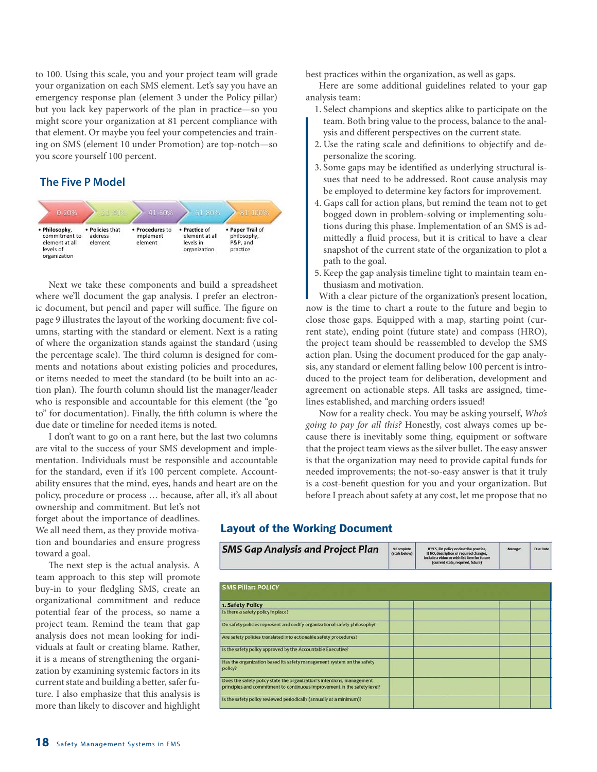to 100. Using this scale, you and your project team will grade your organization on each SMS element. Let's say you have an emergency response plan (element 3 under the Policy pillar) but you lack key paperwork of the plan in practice—so you might score your organization at 81 percent compliance with that element. Or maybe you feel your competencies and training on SMS (element 10 under Promotion) are top-notch—so you score yourself 100 percent.

## The Five P Model

| 0-20% | 21-40% | 41-60% | 61-80% | 81-100% |
|---|---|---|---|---|
| • **Philosophy**, commitment to element at all levels of organization | • **Policies** that address element | • **Procedures** to implement element | • **Practice** of element at all levels in organization | • **Paper Trail** of philosophy, P&P, and practice |

Next we take these components and build a spreadsheet where we'll document the gap analysis. I prefer an electronic document, but pencil and paper will suffice. The figure on page 9 illustrates the layout of the working document: five columns, starting with the standard or element. Next is a rating of where the organization stands against the standard (using the percentage scale). The third column is designed for comments and notations about existing policies and procedures, or items needed to meet the standard (to be built into an action plan). The fourth column should list the manager/leader who is responsible and accountable for this element (the "go to" for documentation). Finally, the fifth column is where the due date or timeline for needed items is noted.

I don't want to go on a rant here, but the last two columns are vital to the success of your SMS development and implementation. Individuals must be responsible and accountable for the standard, even if it's 100 percent complete. Accountability ensures that the mind, eyes, hands and heart are on the policy, procedure or process … because, after all, it's all about ownership and commitment. But let's not forget about the importance of deadlines. We all need them, as they provide motivation and boundaries and ensure progress toward a goal.

The next step is the actual analysis. A team approach to this step will promote buy-in to your fledgling SMS, create an organizational commitment and reduce potential fear of the process, so name a project team. Remind the team that gap analysis does not mean looking for individuals at fault or creating blame. Rather, it is a means of strengthening the organization by examining systemic factors in its current state and building a better, safer future. I also emphasize that this analysis is more than likely to discover and highlight best practices within the organization, as well as gaps.

Here are some additional guidelines related to your gap analysis team:

1. Select champions and skeptics alike to participate on the team. Both bring value to the process, balance to the analysis and different perspectives on the current state.
2. Use the rating scale and definitions to objectify and depersonalize the scoring.
3. Some gaps may be identified as underlying structural issues that need to be addressed. Root cause analysis may be employed to determine key factors for improvement.
4. Gaps call for action plans, but remind the team not to get bogged down in problem-solving or implementing solutions during this phase. Implementation of an SMS is admittedly a fluid process, but it is critical to have a clear snapshot of the current state of the organization to plot a path to the goal.
5. Keep the gap analysis timeline tight to maintain team enthusiasm and motivation.

With a clear picture of the organization's present location, now is the time to chart a route to the future and begin to close those gaps. Equipped with a map, starting point (current state), ending point (future state) and compass (HRO), the project team should be reassembled to develop the SMS action plan. Using the document produced for the gap analysis, any standard or element falling below 100 percent is introduced to the project team for deliberation, development and agreement on actionable steps. All tasks are assigned, timelines established, and marching orders issued!

Now for a reality check. You may be asking yourself, *Who's going to pay for all this?* Honestly, cost always comes up because there is inevitably some thing, equipment or software that the project team views as the silver bullet. The easy answer is that the organization may need to provide capital funds for needed improvements; the not-so-easy answer is that it truly is a cost-benefit question for you and your organization. But before I preach about safety at any cost, let me propose that no

## Layout of the Working Document

| *SMS Gap Analysis and Project Plan* | % Complete (scale below) | If YES, list policy or describe practice, If NO, description of required changes, Include a vision or wish list item for future (current state, required, future) | Manager | Due Date |
|---|---|---|---|---|
| **SMS Pillar:** ***POLICY*** | | | | |
| **1. Safety Policy** | | | | |
| Is there a safety policy in place? | | | | |
| Do safety policies represent and codify organizational safety philosophy? | | | | |
| Are safety policies translated into actionable safety procedures? | | | | |
| Is the safety policy approved by the Accountable Executive? | | | | |
| Has the organization based its safety management system on the safety policy? | | | | |
| Does the safety policy state the organization's intentions, management principles and commitment to continuous improvement in the safety level? | | | | |
| Is the safety policy reviewed periodically (annually at a minimum)? | | | | |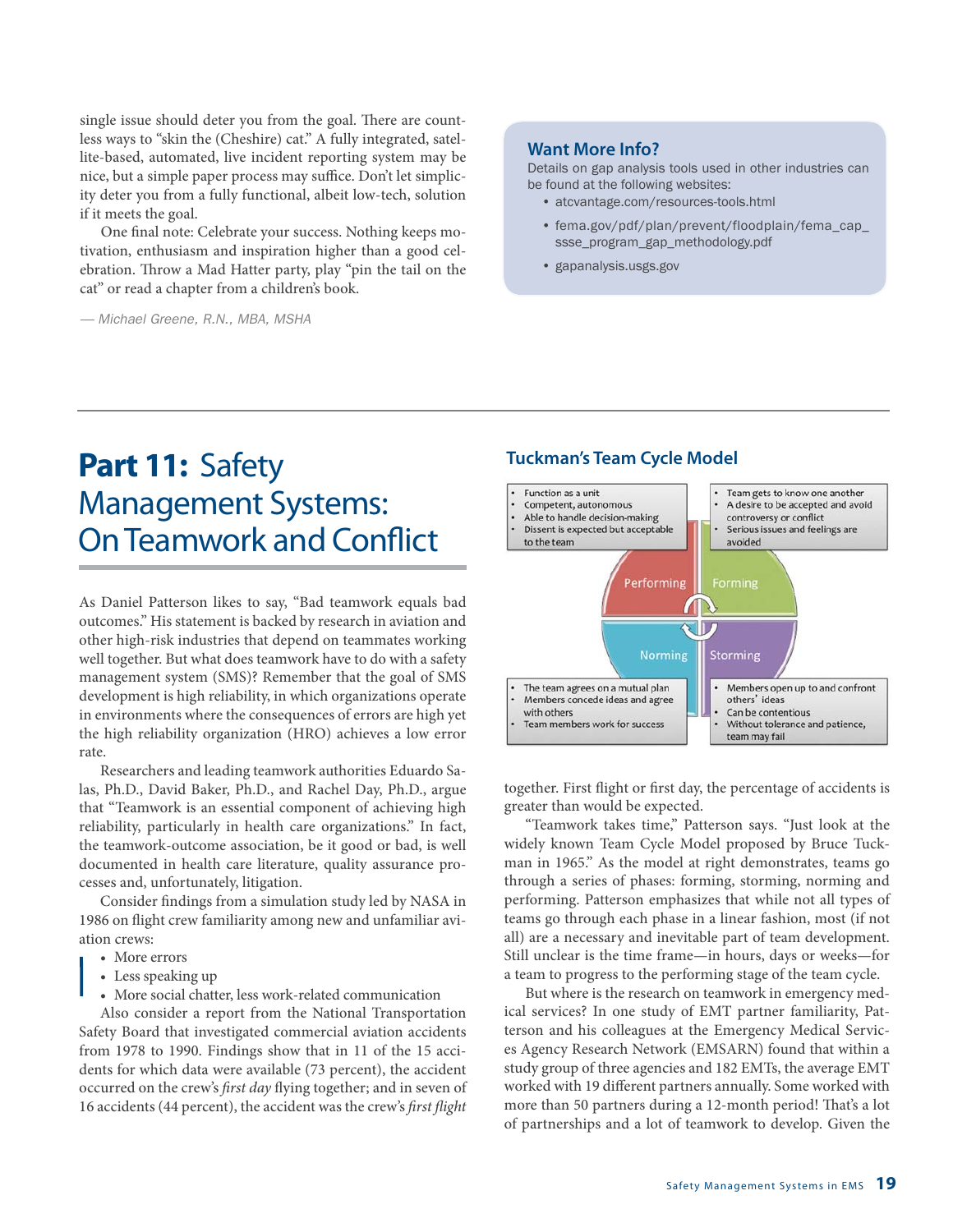single issue should deter you from the goal. There are countless ways to "skin the (Cheshire) cat." A fully integrated, satellite-based, automated, live incident reporting system may be nice, but a simple paper process may suffice. Don't let simplicity deter you from a fully functional, albeit low-tech, solution if it meets the goal.

One final note: Celebrate your success. Nothing keeps motivation, enthusiasm and inspiration higher than a good celebration. Throw a Mad Hatter party, play "pin the tail on the cat" or read a chapter from a children's book.

*— Michael Greene, R.N., MBA, MSHA*

> **Want More Info?**
>
> Details on gap analysis tools used in other industries can be found at the following websites:
>
> - atcvantage.com/resources-tools.html
> - fema.gov/pdf/plan/prevent/floodplain/fema_cap_ssse_program_gap_methodology.pdf
> - gapanalysis.usgs.gov

# **Part 11:** Safety Management Systems: On Teamwork and Conflict

As Daniel Patterson likes to say, "Bad teamwork equals bad outcomes." His statement is backed by research in aviation and other high-risk industries that depend on teammates working well together. But what does teamwork have to do with a safety management system (SMS)? Remember that the goal of SMS development is high reliability, in which organizations operate in environments where the consequences of errors are high yet the high reliability organization (HRO) achieves a low error rate.

Researchers and leading teamwork authorities Eduardo Salas, Ph.D., David Baker, Ph.D., and Rachel Day, Ph.D., argue that "Teamwork is an essential component of achieving high reliability, particularly in health care organizations." In fact, the teamwork-outcome association, be it good or bad, is well documented in health care literature, quality assurance processes and, unfortunately, litigation.

Consider findings from a simulation study led by NASA in 1986 on flight crew familiarity among new and unfamiliar aviation crews:

- More errors
- Less speaking up
- More social chatter, less work-related communication

Also consider a report from the National Transportation Safety Board that investigated commercial aviation accidents from 1978 to 1990. Findings show that in 11 of the 15 accidents for which data were available (73 percent), the accident occurred on the crew's *first day* flying together; and in seven of 16 accidents (44 percent), the accident was the crew's *first flight* together. First flight or first day, the percentage of accidents is greater than would be expected.

"Teamwork takes time," Patterson says. "Just look at the widely known Team Cycle Model proposed by Bruce Tuckman in 1965." As the model at right demonstrates, teams go through a series of phases: forming, storming, norming and performing. Patterson emphasizes that while not all types of teams go through each phase in a linear fashion, most (if not all) are a necessary and inevitable part of team development. Still unclear is the time frame—in hours, days or weeks—for a team to progress to the performing stage of the team cycle.

But where is the research on teamwork in emergency medical services? In one study of EMT partner familiarity, Patterson and his colleagues at the Emergency Medical Services Agency Research Network (EMSARN) found that within a study group of three agencies and 182 EMTs, the average EMT worked with 19 different partners annually. Some worked with more than 50 partners during a 12-month period! That's a lot of partnerships and a lot of teamwork to develop. Given the

### Tuckman's Team Cycle Model

**Forming**
- Team gets to know one another
- A desire to be accepted and avoid controversy or conflict
- Serious issues and feelings are avoided

**Storming**
- Members open up to and confront others' ideas
- Can be contentious
- Without tolerance and patience, team may fail

**Norming**
- The team agrees on a mutual plan
- Members concede ideas and agree with others
- Team members work for success

**Performing**
- Function as a unit
- Competent, autonomous
- Able to handle decision-making
- Dissent is expected but acceptable to the team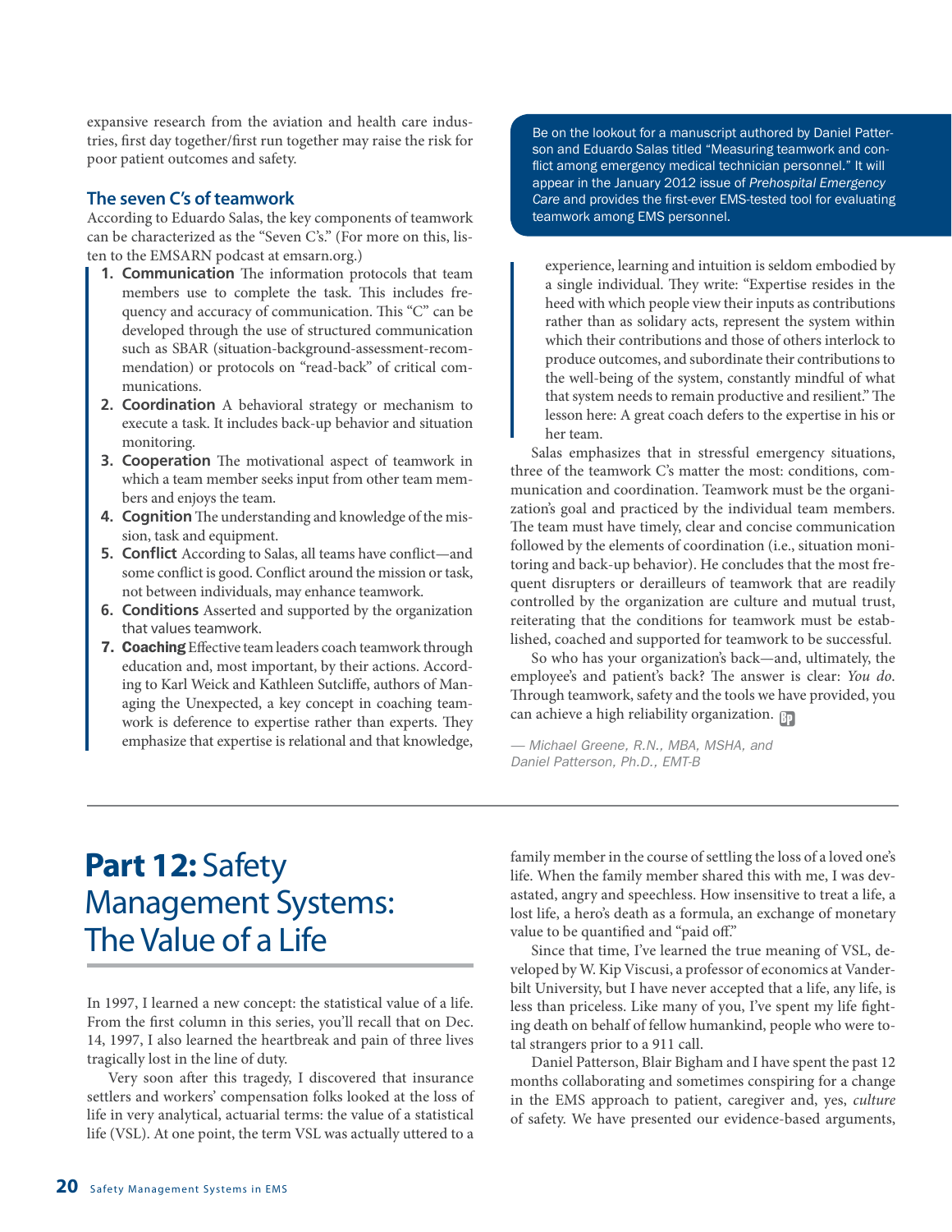expansive research from the aviation and health care industries, first day together/first run together may raise the risk for poor patient outcomes and safety.

### The seven C's of teamwork

According to Eduardo Salas, the key components of teamwork can be characterized as the "Seven C's." (For more on this, listen to the EMSARN podcast at emsarn.org.)

1. **Communication** The information protocols that team members use to complete the task. This includes frequency and accuracy of communication. This "C" can be developed through the use of structured communication such as SBAR (situation-background-assessment-recommendation) or protocols on "read-back" of critical communications.
2. **Coordination** A behavioral strategy or mechanism to execute a task. It includes back-up behavior and situation monitoring.
3. **Cooperation** The motivational aspect of teamwork in which a team member seeks input from other team members and enjoys the team.
4. **Cognition** The understanding and knowledge of the mission, task and equipment.
5. **Conflict** According to Salas, all teams have conflict—and some conflict is good. Conflict around the mission or task, not between individuals, may enhance teamwork.
6. **Conditions** Asserted and supported by the organization that values teamwork.
7. **Coaching** Effective team leaders coach teamwork through education and, most important, by their actions. According to Karl Weick and Kathleen Sutcliffe, authors of Managing the Unexpected, a key concept in coaching teamwork is deference to expertise rather than experts. They emphasize that expertise is relational and that knowledge, experience, learning and intuition is seldom embodied by a single individual. They write: "Expertise resides in the heed with which people view their inputs as contributions rather than as solidary acts, represent the system within which their contributions and those of others interlock to produce outcomes, and subordinate their contributions to the well-being of the system, constantly mindful of what that system needs to remain productive and resilient." The lesson here: A great coach defers to the expertise in his or her team.

> Be on the lookout for a manuscript authored by Daniel Patterson and Eduardo Salas titled "Measuring teamwork and conflict among emergency medical technician personnel." It will appear in the January 2012 issue of *Prehospital Emergency Care* and provides the first-ever EMS-tested tool for evaluating teamwork among EMS personnel.

Salas emphasizes that in stressful emergency situations, three of the teamwork C's matter the most: conditions, communication and coordination. Teamwork must be the organization's goal and practiced by the individual team members. The team must have timely, clear and concise communication followed by the elements of coordination (i.e., situation monitoring and back-up behavior). He concludes that the most frequent disrupters or derailleurs of teamwork that are readily controlled by the organization are culture and mutual trust, reiterating that the conditions for teamwork must be established, coached and supported for teamwork to be successful.

So who has your organization's back—and, ultimately, the employee's and patient's back? The answer is clear: *You do*. Through teamwork, safety and the tools we have provided, you can achieve a high reliability organization.

*— Michael Greene, R.N., MBA, MSHA, and Daniel Patterson, Ph.D., EMT-B*

---

# **Part 12:** Safety Management Systems: The Value of a Life

In 1997, I learned a new concept: the statistical value of a life. From the first column in this series, you'll recall that on Dec. 14, 1997, I also learned the heartbreak and pain of three lives tragically lost in the line of duty.

Very soon after this tragedy, I discovered that insurance settlers and workers' compensation folks looked at the loss of life in very analytical, actuarial terms: the value of a statistical life (VSL). At one point, the term VSL was actually uttered to a family member in the course of settling the loss of a loved one's life. When the family member shared this with me, I was devastated, angry and speechless. How insensitive to treat a life, a lost life, a hero's death as a formula, an exchange of monetary value to be quantified and "paid off."

Since that time, I've learned the true meaning of VSL, developed by W. Kip Viscusi, a professor of economics at Vanderbilt University, but I have never accepted that a life, any life, is less than priceless. Like many of you, I've spent my life fighting death on behalf of fellow humankind, people who were total strangers prior to a 911 call.

Daniel Patterson, Blair Bigham and I have spent the past 12 months collaborating and sometimes conspiring for a change in the EMS approach to patient, caregiver and, yes, *culture* of safety. We have presented our evidence-based arguments,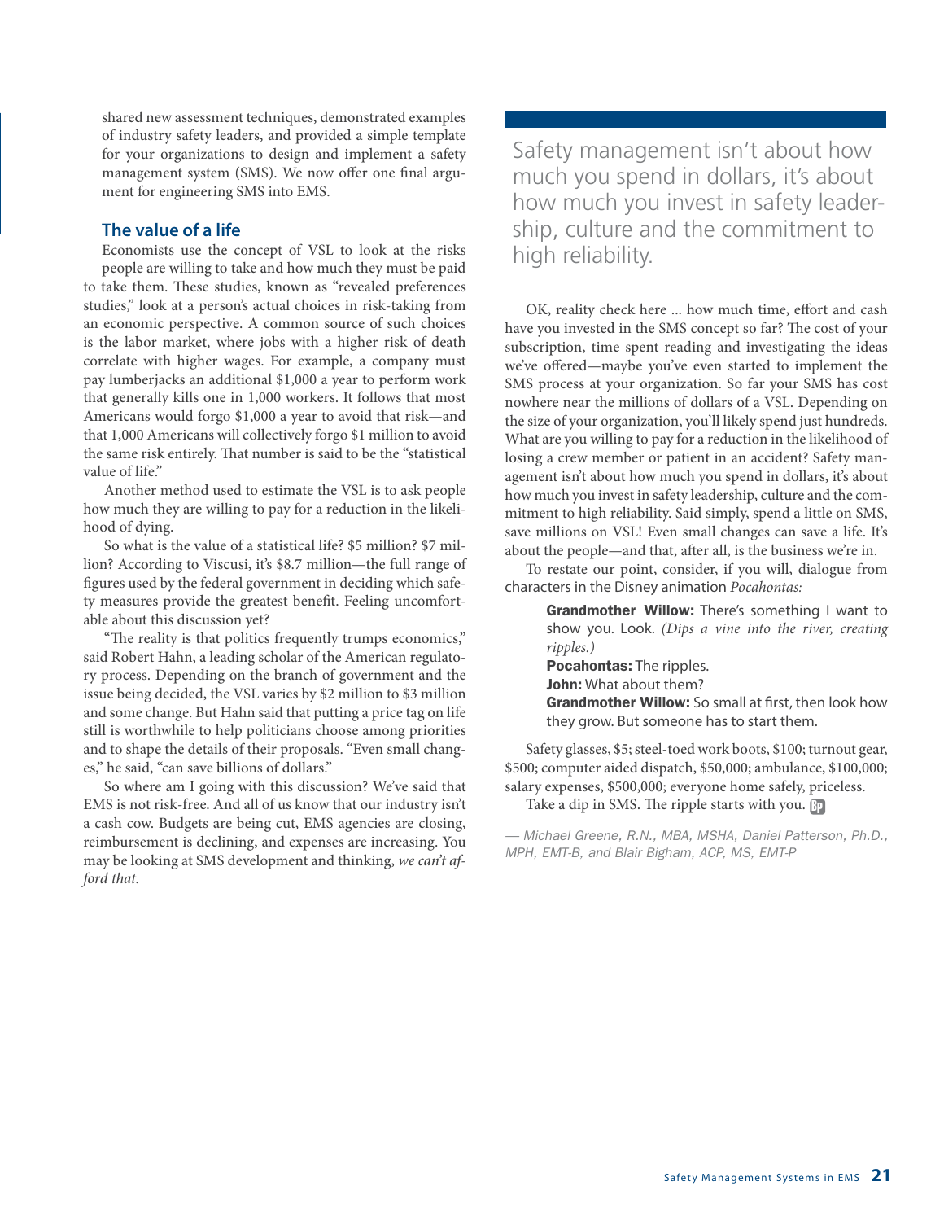shared new assessment techniques, demonstrated examples of industry safety leaders, and provided a simple template for your organizations to design and implement a safety management system (SMS). We now offer one final argument for engineering SMS into EMS.

## The value of a life

Economists use the concept of VSL to look at the risks people are willing to take and how much they must be paid to take them. These studies, known as "revealed preferences studies," look at a person's actual choices in risk-taking from an economic perspective. A common source of such choices is the labor market, where jobs with a higher risk of death correlate with higher wages. For example, a company must pay lumberjacks an additional $1,000 a year to perform work that generally kills one in 1,000 workers. It follows that most Americans would forgo $1,000 a year to avoid that risk—and that 1,000 Americans will collectively forgo $1 million to avoid the same risk entirely. That number is said to be the "statistical value of life."

Another method used to estimate the VSL is to ask people how much they are willing to pay for a reduction in the likelihood of dying.

So what is the value of a statistical life? $5 million? $7 million? According to Viscusi, it's $8.7 million—the full range of figures used by the federal government in deciding which safety measures provide the greatest benefit. Feeling uncomfortable about this discussion yet?

"The reality is that politics frequently trumps economics," said Robert Hahn, a leading scholar of the American regulatory process. Depending on the branch of government and the issue being decided, the VSL varies by $2 million to $3 million and some change. But Hahn said that putting a price tag on life still is worthwhile to help politicians choose among priorities and to shape the details of their proposals. "Even small changes," he said, "can save billions of dollars."

So where am I going with this discussion? We've said that EMS is not risk-free. And all of us know that our industry isn't a cash cow. Budgets are being cut, EMS agencies are closing, reimbursement is declining, and expenses are increasing. You may be looking at SMS development and thinking, *we can't afford that.*

> Safety management isn't about how much you spend in dollars, it's about how much you invest in safety leadership, culture and the commitment to high reliability.

OK, reality check here ... how much time, effort and cash have you invested in the SMS concept so far? The cost of your subscription, time spent reading and investigating the ideas we've offered—maybe you've even started to implement the SMS process at your organization. So far your SMS has cost nowhere near the millions of dollars of a VSL. Depending on the size of your organization, you'll likely spend just hundreds. What are you willing to pay for a reduction in the likelihood of losing a crew member or patient in an accident? Safety management isn't about how much you spend in dollars, it's about how much you invest in safety leadership, culture and the commitment to high reliability. Said simply, spend a little on SMS, save millions on VSL! Even small changes can save a life. It's about the people—and that, after all, is the business we're in.

To restate our point, consider, if you will, dialogue from characters in the Disney animation *Pocahontas:*

> **Grandmother Willow:** There's something I want to show you. Look. *(Dips a vine into the river, creating ripples.)*
> **Pocahontas:** The ripples.
> **John:** What about them?
> **Grandmother Willow:** So small at first, then look how they grow. But someone has to start them.

Safety glasses, $5; steel-toed work boots, $100; turnout gear, $500; computer aided dispatch, $50,000; ambulance, $100,000; salary expenses, $500,000; everyone home safely, priceless.

Take a dip in SMS. The ripple starts with you.

*— Michael Greene, R.N., MBA, MSHA, Daniel Patterson, Ph.D., MPH, EMT-B, and Blair Bigham, ACP, MS, EMT-P*